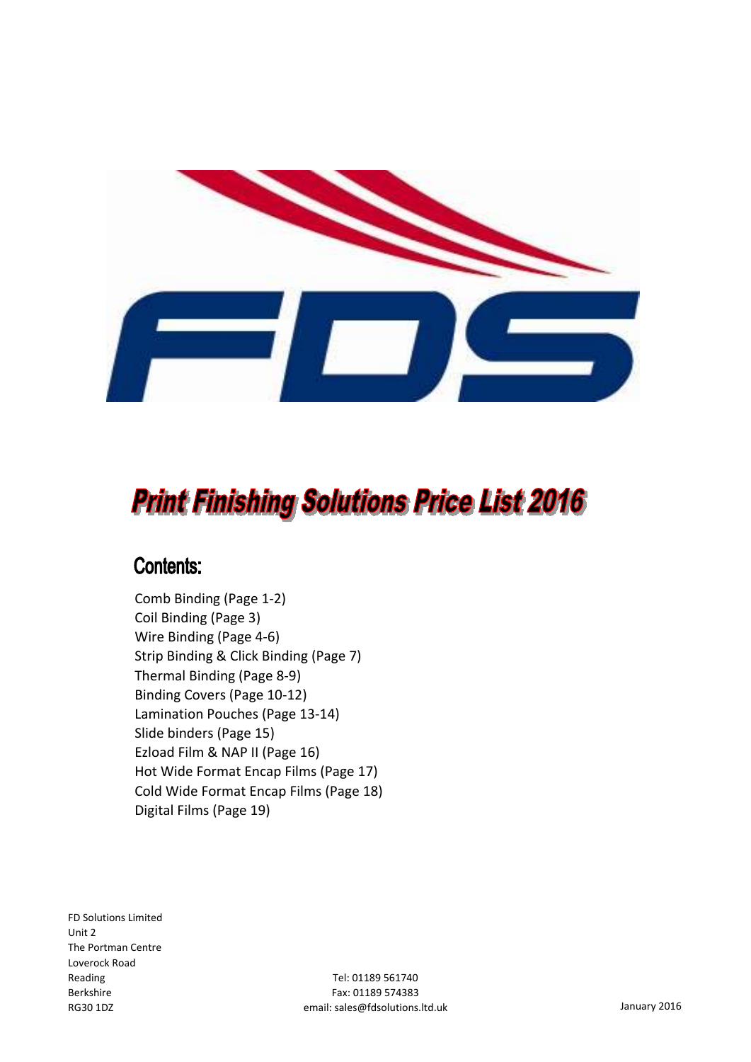# Print Finishing Solutions Price List 2016

## Contents:

Comb Binding (Page 1-2)
Coil Binding (Page 3)
Wire Binding (Page 4-6)
Strip Binding & Click Binding (Page 7)
Thermal Binding (Page 8-9)
Binding Covers (Page 10-12)
Lamination Pouches (Page 13-14)
Slide binders (Page 15)
Ezload Film & NAP II (Page 16)
Hot Wide Format Encap Films (Page 17)
Cold Wide Format Encap Films (Page 18)
Digital Films (Page 19)

FD Solutions Limited
Unit 2
The Portman Centre
Loverock Road
Reading
Berkshire
RG30 1DZ

Tel: 01189 561740
Fax: 01189 574383
email: sales@fdsolutions.ltd.uk

January 2016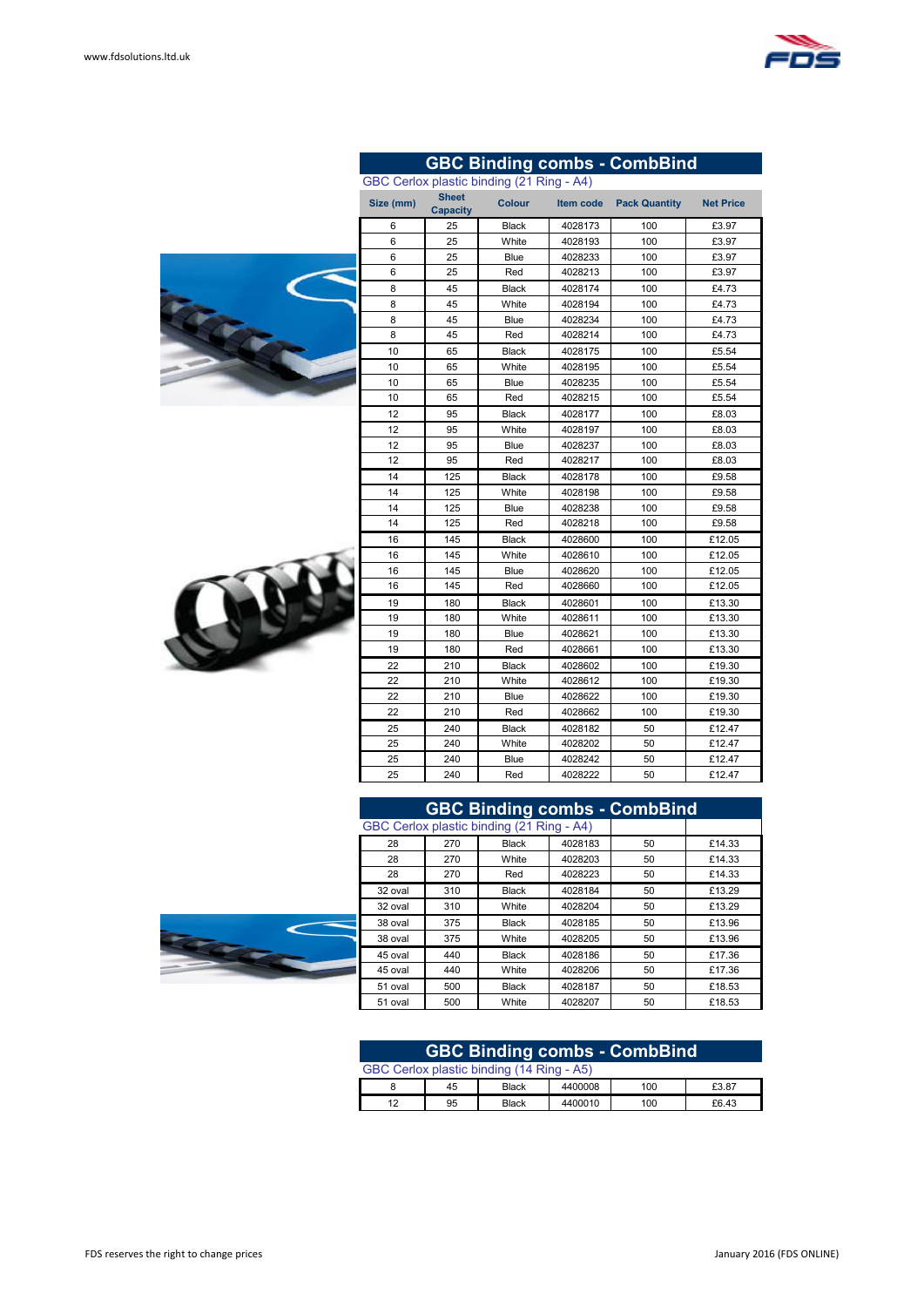## GBC Binding combs - CombBind

GBC Cerlox plastic binding (21 Ring - A4)

| Size (mm) | Sheet Capacity | Colour | Item code | Pack Quantity | Net Price |
|---|---|---|---|---|---|
| 6 | 25 | Black | 4028173 | 100 | £3.97 |
| 6 | 25 | White | 4028193 | 100 | £3.97 |
| 6 | 25 | Blue | 4028233 | 100 | £3.97 |
| 6 | 25 | Red | 4028213 | 100 | £3.97 |
| 8 | 45 | Black | 4028174 | 100 | £4.73 |
| 8 | 45 | White | 4028194 | 100 | £4.73 |
| 8 | 45 | Blue | 4028234 | 100 | £4.73 |
| 8 | 45 | Red | 4028214 | 100 | £4.73 |
| 10 | 65 | Black | 4028175 | 100 | £5.54 |
| 10 | 65 | White | 4028195 | 100 | £5.54 |
| 10 | 65 | Blue | 4028235 | 100 | £5.54 |
| 10 | 65 | Red | 4028215 | 100 | £5.54 |
| 12 | 95 | Black | 4028177 | 100 | £8.03 |
| 12 | 95 | White | 4028197 | 100 | £8.03 |
| 12 | 95 | Blue | 4028237 | 100 | £8.03 |
| 12 | 95 | Red | 4028217 | 100 | £8.03 |
| 14 | 125 | Black | 4028178 | 100 | £9.58 |
| 14 | 125 | White | 4028198 | 100 | £9.58 |
| 14 | 125 | Blue | 4028238 | 100 | £9.58 |
| 14 | 125 | Red | 4028218 | 100 | £9.58 |
| 16 | 145 | Black | 4028600 | 100 | £12.05 |
| 16 | 145 | White | 4028610 | 100 | £12.05 |
| 16 | 145 | Blue | 4028620 | 100 | £12.05 |
| 16 | 145 | Red | 4028660 | 100 | £12.05 |
| 19 | 180 | Black | 4028601 | 100 | £13.30 |
| 19 | 180 | White | 4028611 | 100 | £13.30 |
| 19 | 180 | Blue | 4028621 | 100 | £13.30 |
| 19 | 180 | Red | 4028661 | 100 | £13.30 |
| 22 | 210 | Black | 4028602 | 100 | £19.30 |
| 22 | 210 | White | 4028612 | 100 | £19.30 |
| 22 | 210 | Blue | 4028622 | 100 | £19.30 |
| 22 | 210 | Red | 4028662 | 100 | £19.30 |
| 25 | 240 | Black | 4028182 | 50 | £12.47 |
| 25 | 240 | White | 4028202 | 50 | £12.47 |
| 25 | 240 | Blue | 4028242 | 50 | £12.47 |
| 25 | 240 | Red | 4028222 | 50 | £12.47 |

## GBC Binding combs - CombBind

GBC Cerlox plastic binding (21 Ring - A4)

| Size (mm) | Sheet Capacity | Colour | Item code | Pack Quantity | Net Price |
|---|---|---|---|---|---|
| 28 | 270 | Black | 4028183 | 50 | £14.33 |
| 28 | 270 | White | 4028203 | 50 | £14.33 |
| 28 | 270 | Red | 4028223 | 50 | £14.33 |
| 32 oval | 310 | Black | 4028184 | 50 | £13.29 |
| 32 oval | 310 | White | 4028204 | 50 | £13.29 |
| 38 oval | 375 | Black | 4028185 | 50 | £13.96 |
| 38 oval | 375 | White | 4028205 | 50 | £13.96 |
| 45 oval | 440 | Black | 4028186 | 50 | £17.36 |
| 45 oval | 440 | White | 4028206 | 50 | £17.36 |
| 51 oval | 500 | Black | 4028187 | 50 | £18.53 |
| 51 oval | 500 | White | 4028207 | 50 | £18.53 |

## GBC Binding combs - CombBind

GBC Cerlox plastic binding (14 Ring - A5)

| Size (mm) | Sheet Capacity | Colour | Item code | Pack Quantity | Net Price |
|---|---|---|---|---|---|
| 8 | 45 | Black | 4400008 | 100 | £3.87 |
| 12 | 95 | Black | 4400010 | 100 | £6.43 |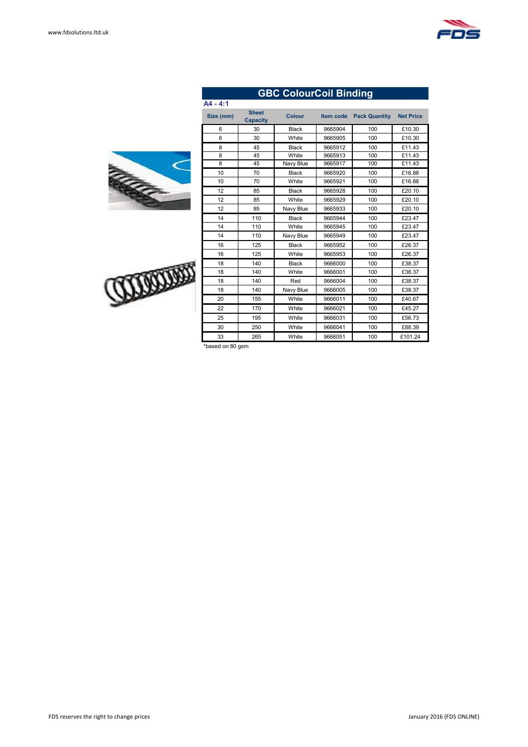## GBC ColourCoil Binding

**A4 - 4:1**

| Size (mm) | Sheet Capacity | Colour | Item code | Pack Quantity | Net Price |
|---|---|---|---|---|---|
| 6 | 30 | Black | 9665904 | 100 | £10.30 |
| 6 | 30 | White | 9665905 | 100 | £10.30 |
| 8 | 45 | Black | 9665912 | 100 | £11.43 |
| 8 | 45 | White | 9665913 | 100 | £11.43 |
| 8 | 45 | Navy Blue | 9665917 | 100 | £11.43 |
| 10 | 70 | Black | 9665920 | 100 | £16.88 |
| 10 | 70 | White | 9665921 | 100 | £16.88 |
| 12 | 85 | Black | 9665928 | 100 | £20.10 |
| 12 | 85 | White | 9665929 | 100 | £20.10 |
| 12 | 85 | Navy Blue | 9665933 | 100 | £20.10 |
| 14 | 110 | Black | 9665944 | 100 | £23.47 |
| 14 | 110 | White | 9665945 | 100 | £23.47 |
| 14 | 110 | Navy Blue | 9665949 | 100 | £23.47 |
| 16 | 125 | Black | 9665952 | 100 | £26.37 |
| 16 | 125 | White | 9665953 | 100 | £26.37 |
| 18 | 140 | Black | 9666000 | 100 | £38.37 |
| 18 | 140 | White | 9666001 | 100 | £38.37 |
| 18 | 140 | Red | 9666004 | 100 | £38.37 |
| 18 | 140 | Navy Blue | 9666005 | 100 | £38.37 |
| 20 | 155 | White | 9666011 | 100 | £40.67 |
| 22 | 170 | White | 9666021 | 100 | £45.27 |
| 25 | 195 | White | 9666031 | 100 | £56.73 |
| 30 | 250 | White | 9666041 | 100 | £88.39 |
| 33 | 265 | White | 9666051 | 100 | £101.24 |

*based on 80 gsm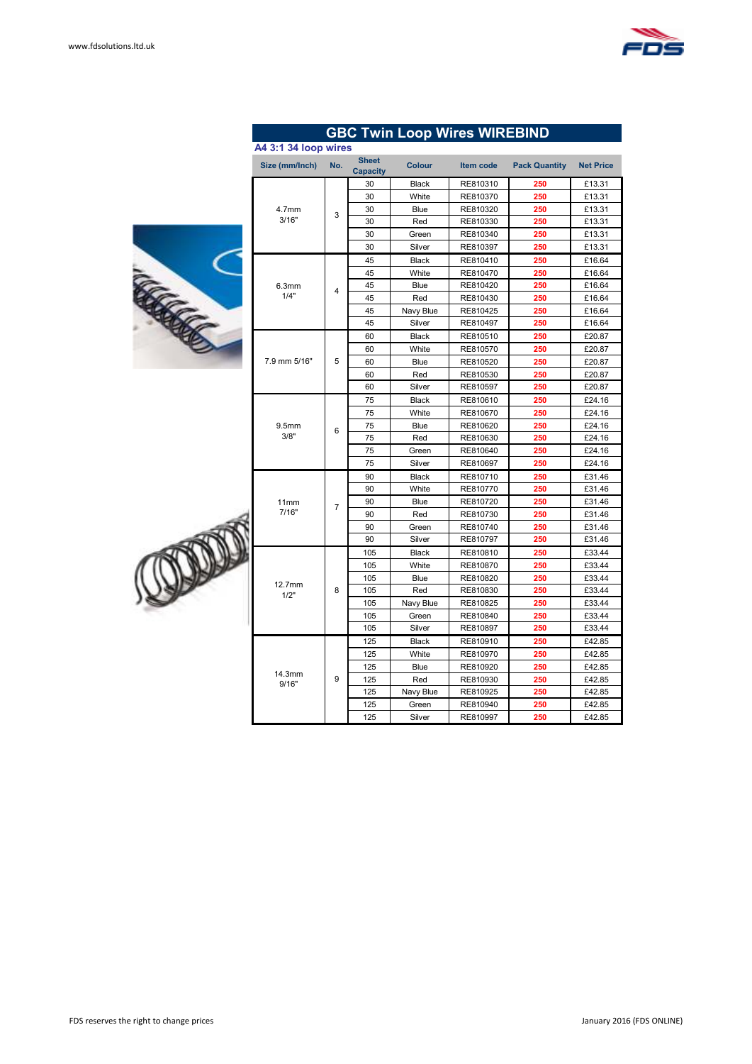## GBC Twin Loop Wires WIREBIND

### A4 3:1 34 loop wires

| Size (mm/Inch) | No. | Sheet Capacity | Colour | Item code | Pack Quantity | Net Price |
|---|---|---|---|---|---|---|
| 4.7mm 3/16" | 3 | 30 | Black | RE810310 | 250 | £13.31 |
| | | 30 | White | RE810370 | 250 | £13.31 |
| | | 30 | Blue | RE810320 | 250 | £13.31 |
| | | 30 | Red | RE810330 | 250 | £13.31 |
| | | 30 | Green | RE810340 | 250 | £13.31 |
| | | 30 | Silver | RE810397 | 250 | £13.31 |
| 6.3mm 1/4" | 4 | 45 | Black | RE810410 | 250 | £16.64 |
| | | 45 | White | RE810470 | 250 | £16.64 |
| | | 45 | Blue | RE810420 | 250 | £16.64 |
| | | 45 | Red | RE810430 | 250 | £16.64 |
| | | 45 | Navy Blue | RE810425 | 250 | £16.64 |
| | | 45 | Silver | RE810497 | 250 | £16.64 |
| 7.9 mm 5/16" | 5 | 60 | Black | RE810510 | 250 | £20.87 |
| | | 60 | White | RE810570 | 250 | £20.87 |
| | | 60 | Blue | RE810520 | 250 | £20.87 |
| | | 60 | Red | RE810530 | 250 | £20.87 |
| | | 60 | Silver | RE810597 | 250 | £20.87 |
| 9.5mm 3/8" | 6 | 75 | Black | RE810610 | 250 | £24.16 |
| | | 75 | White | RE810670 | 250 | £24.16 |
| | | 75 | Blue | RE810620 | 250 | £24.16 |
| | | 75 | Red | RE810630 | 250 | £24.16 |
| | | 75 | Green | RE810640 | 250 | £24.16 |
| | | 75 | Silver | RE810697 | 250 | £24.16 |
| 11mm 7/16" | 7 | 90 | Black | RE810710 | 250 | £31.46 |
| | | 90 | White | RE810770 | 250 | £31.46 |
| | | 90 | Blue | RE810720 | 250 | £31.46 |
| | | 90 | Red | RE810730 | 250 | £31.46 |
| | | 90 | Green | RE810740 | 250 | £31.46 |
| | | 90 | Silver | RE810797 | 250 | £31.46 |
| 12.7mm 1/2" | 8 | 105 | Black | RE810810 | 250 | £33.44 |
| | | 105 | White | RE810870 | 250 | £33.44 |
| | | 105 | Blue | RE810820 | 250 | £33.44 |
| | | 105 | Red | RE810830 | 250 | £33.44 |
| | | 105 | Navy Blue | RE810825 | 250 | £33.44 |
| | | 105 | Green | RE810840 | 250 | £33.44 |
| | | 105 | Silver | RE810897 | 250 | £33.44 |
| 14.3mm 9/16" | 9 | 125 | Black | RE810910 | 250 | £42.85 |
| | | 125 | White | RE810970 | 250 | £42.85 |
| | | 125 | Blue | RE810920 | 250 | £42.85 |
| | | 125 | Red | RE810930 | 250 | £42.85 |
| | | 125 | Navy Blue | RE810925 | 250 | £42.85 |
| | | 125 | Green | RE810940 | 250 | £42.85 |
| | | 125 | Silver | RE810997 | 250 | £42.85 |

FDS reserves the right to change prices

January 2016 (FDS ONLINE)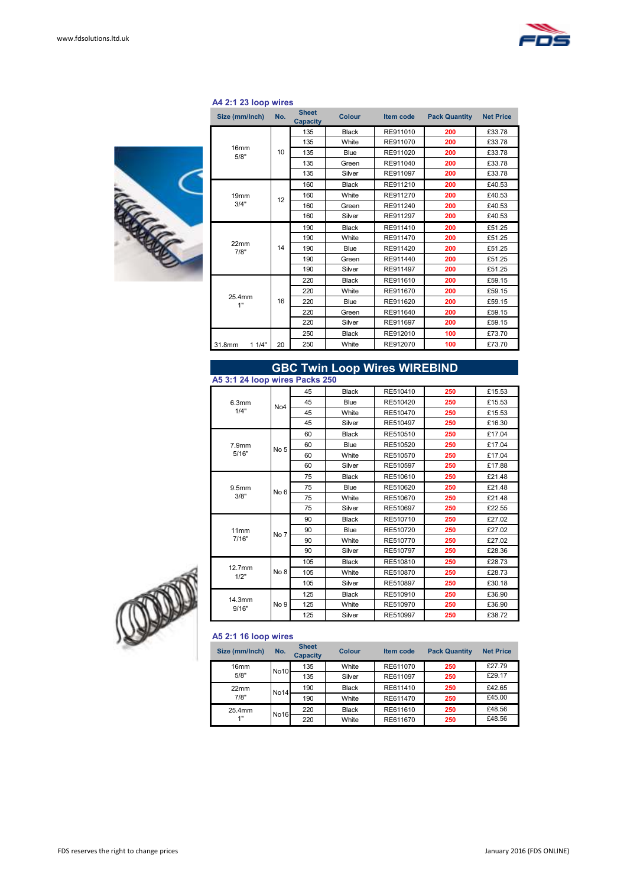## A4 2:1 23 loop wires

| Size (mm/Inch) | No. | Sheet Capacity | Colour | Item code | Pack Quantity | Net Price |
|---|---|---|---|---|---|---|
| 16mm 5/8" | 10 | 135 | Black | RE911010 | 200 | £33.78 |
| | | 135 | White | RE911070 | 200 | £33.78 |
| | | 135 | Blue | RE911020 | 200 | £33.78 |
| | | 135 | Green | RE911040 | 200 | £33.78 |
| | | 135 | Silver | RE911097 | 200 | £33.78 |
| 19mm 3/4" | 12 | 160 | Black | RE911210 | 200 | £40.53 |
| | | 160 | White | RE911270 | 200 | £40.53 |
| | | 160 | Green | RE911240 | 200 | £40.53 |
| | | 160 | Silver | RE911297 | 200 | £40.53 |
| 22mm 7/8" | 14 | 190 | Black | RE911410 | 200 | £51.25 |
| | | 190 | White | RE911470 | 200 | £51.25 |
| | | 190 | Blue | RE911420 | 200 | £51.25 |
| | | 190 | Green | RE911440 | 200 | £51.25 |
| | | 190 | Silver | RE911497 | 200 | £51.25 |
| 25.4mm 1" | 16 | 220 | Black | RE911610 | 200 | £59.15 |
| | | 220 | White | RE911670 | 200 | £59.15 |
| | | 220 | Blue | RE911620 | 200 | £59.15 |
| | | 220 | Green | RE911640 | 200 | £59.15 |
| | | 220 | Silver | RE911697 | 200 | £59.15 |
| 31.8mm 1 1/4" | 20 | 250 | Black | RE912010 | 100 | £73.70 |
| | | 250 | White | RE912070 | 100 | £73.70 |

## GBC Twin Loop Wires WIREBIND

### A5 3:1 24 loop wires Packs 250

| Size (mm/Inch) | No. | Sheet Capacity | Colour | Item code | Pack Quantity | Net Price |
|---|---|---|---|---|---|---|
| 6.3mm 1/4" | No4 | 45 | Black | RE510410 | 250 | £15.53 |
| | | 45 | Blue | RE510420 | 250 | £15.53 |
| | | 45 | White | RE510470 | 250 | £15.53 |
| | | 45 | Silver | RE510497 | 250 | £16.30 |
| 7.9mm 5/16" | No 5 | 60 | Black | RE510510 | 250 | £17.04 |
| | | 60 | Blue | RE510520 | 250 | £17.04 |
| | | 60 | White | RE510570 | 250 | £17.04 |
| | | 60 | Silver | RE510597 | 250 | £17.88 |
| 9.5mm 3/8" | No 6 | 75 | Black | RE510610 | 250 | £21.48 |
| | | 75 | Blue | RE510620 | 250 | £21.48 |
| | | 75 | White | RE510670 | 250 | £21.48 |
| | | 75 | Silver | RE510697 | 250 | £22.55 |
| 11mm 7/16" | No 7 | 90 | Black | RE510710 | 250 | £27.02 |
| | | 90 | Blue | RE510720 | 250 | £27.02 |
| | | 90 | White | RE510770 | 250 | £27.02 |
| | | 90 | Silver | RE510797 | 250 | £28.36 |
| 12.7mm 1/2" | No 8 | 105 | Black | RE510810 | 250 | £28.73 |
| | | 105 | White | RE510870 | 250 | £28.73 |
| | | 105 | Silver | RE510897 | 250 | £30.18 |
| 14.3mm 9/16" | No 9 | 125 | Black | RE510910 | 250 | £36.90 |
| | | 125 | White | RE510970 | 250 | £36.90 |
| | | 125 | Silver | RE510997 | 250 | £38.72 |

### A5 2:1 16 loop wires

| Size (mm/Inch) | No. | Sheet Capacity | Colour | Item code | Pack Quantity | Net Price |
|---|---|---|---|---|---|---|
| 16mm 5/8" | No10 | 135 | White | RE611070 | 250 | £27.79 |
| | | 135 | Silver | RE611097 | 250 | £29.17 |
| 22mm 7/8" | No14 | 190 | Black | RE611410 | 250 | £42.65 |
| | | 190 | White | RE611470 | 250 | £45.00 |
| 25.4mm 1" | No16 | 220 | Black | RE611610 | 250 | £48.56 |
| | | 220 | White | RE611670 | 250 | £48.56 |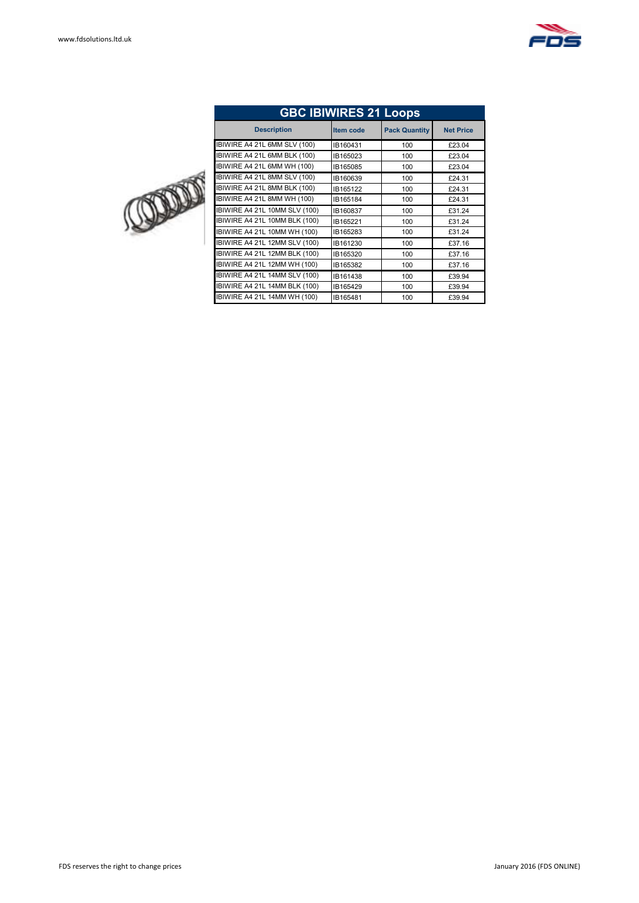## GBC IBIWIRES 21 Loops

| Description | Item code | Pack Quantity | Net Price |
|---|---|---|---|
| IBIWIRE A4 21L 6MM SLV (100) | IB160431 | 100 | £23.04 |
| IBIWIRE A4 21L 6MM BLK (100) | IB165023 | 100 | £23.04 |
| IBIWIRE A4 21L 6MM WH (100) | IB165085 | 100 | £23.04 |
| IBIWIRE A4 21L 8MM SLV (100) | IB160639 | 100 | £24.31 |
| IBIWIRE A4 21L 8MM BLK (100) | IB165122 | 100 | £24.31 |
| IBIWIRE A4 21L 8MM WH (100) | IB165184 | 100 | £24.31 |
| IBIWIRE A4 21L 10MM SLV (100) | IB160837 | 100 | £31.24 |
| IBIWIRE A4 21L 10MM BLK (100) | IB165221 | 100 | £31.24 |
| IBIWIRE A4 21L 10MM WH (100) | IB165283 | 100 | £31.24 |
| IBIWIRE A4 21L 12MM SLV (100) | IB161230 | 100 | £37.16 |
| IBIWIRE A4 21L 12MM BLK (100) | IB165320 | 100 | £37.16 |
| IBIWIRE A4 21L 12MM WH (100) | IB165382 | 100 | £37.16 |
| IBIWIRE A4 21L 14MM SLV (100) | IB161438 | 100 | £39.94 |
| IBIWIRE A4 21L 14MM BLK (100) | IB165429 | 100 | £39.94 |
| IBIWIRE A4 21L 14MM WH (100) | IB165481 | 100 | £39.94 |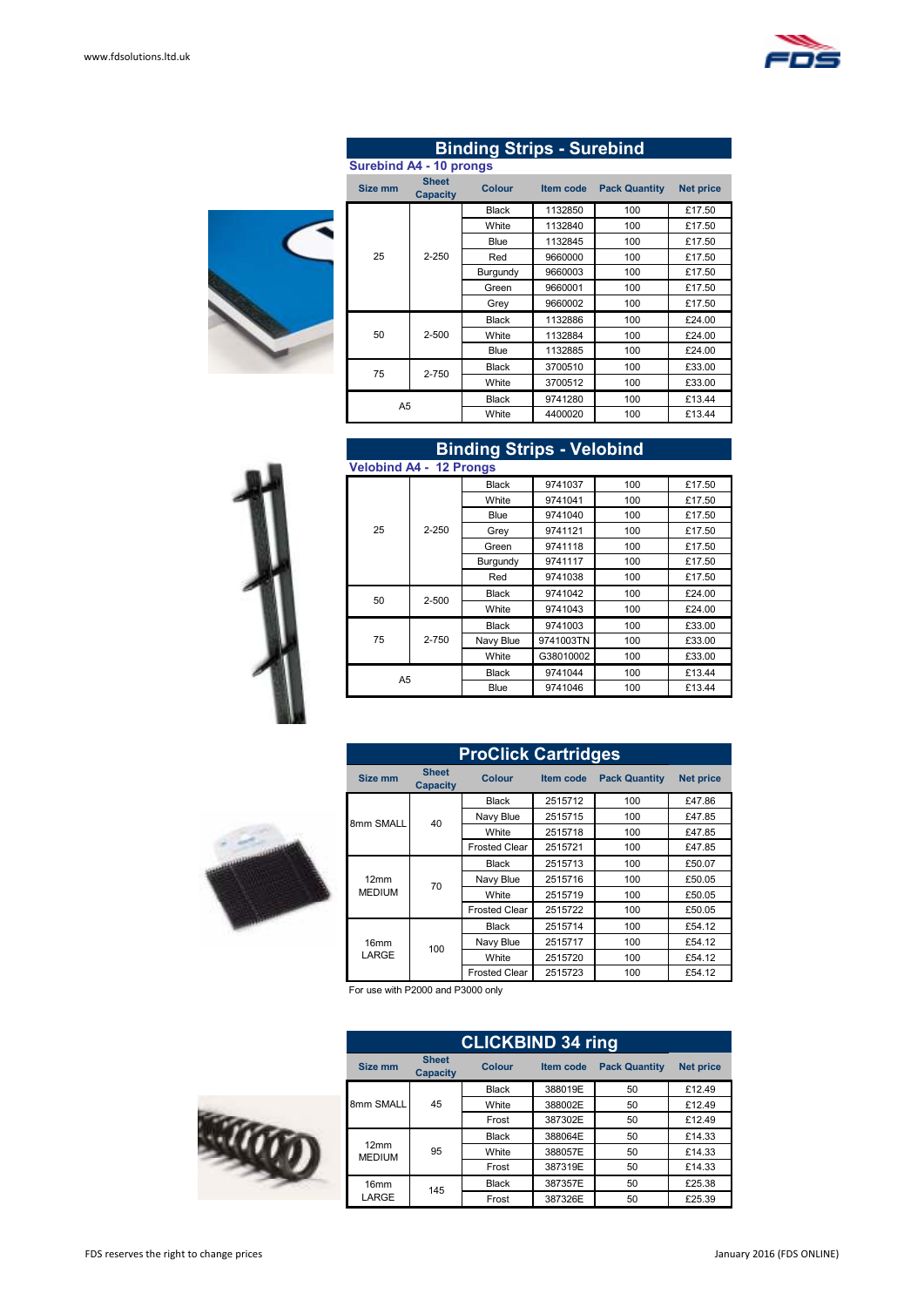## Binding Strips - Surebind

### Surebind A4 - 10 prongs

| Size mm | Sheet Capacity | Colour | Item code | Pack Quantity | Net price |
|---|---|---|---|---|---|
| 25 | 2-250 | Black | 1132850 | 100 | £17.50 |
| | | White | 1132840 | 100 | £17.50 |
| | | Blue | 1132845 | 100 | £17.50 |
| | | Red | 9660000 | 100 | £17.50 |
| | | Burgundy | 9660003 | 100 | £17.50 |
| | | Green | 9660001 | 100 | £17.50 |
| | | Grey | 9660002 | 100 | £17.50 |
| 50 | 2-500 | Black | 1132886 | 100 | £24.00 |
| | | White | 1132884 | 100 | £24.00 |
| | | Blue | 1132885 | 100 | £24.00 |
| 75 | 2-750 | Black | 3700510 | 100 | £33.00 |
| | | White | 3700512 | 100 | £33.00 |
| A5 | | Black | 9741280 | 100 | £13.44 |
| | | White | 4400020 | 100 | £13.44 |

## Binding Strips - Velobind

### Velobind A4 - 12 Prongs

| Size mm | Sheet Capacity | Colour | Item code | Pack Quantity | Net price |
|---|---|---|---|---|---|
| 25 | 2-250 | Black | 9741037 | 100 | £17.50 |
| | | White | 9741041 | 100 | £17.50 |
| | | Blue | 9741040 | 100 | £17.50 |
| | | Grey | 9741121 | 100 | £17.50 |
| | | Green | 9741118 | 100 | £17.50 |
| | | Burgundy | 9741117 | 100 | £17.50 |
| | | Red | 9741038 | 100 | £17.50 |
| 50 | 2-500 | Black | 9741042 | 100 | £24.00 |
| | | White | 9741043 | 100 | £24.00 |
| 75 | 2-750 | Black | 9741003 | 100 | £33.00 |
| | | Navy Blue | 9741003TN | 100 | £33.00 |
| | | White | G38010002 | 100 | £33.00 |
| A5 | | Black | 9741044 | 100 | £13.44 |
| | | Blue | 9741046 | 100 | £13.44 |

## ProClick Cartridges

| Size mm | Sheet Capacity | Colour | Item code | Pack Quantity | Net price |
|---|---|---|---|---|---|
| 8mm SMALL | 40 | Black | 2515712 | 100 | £47.86 |
| | | Navy Blue | 2515715 | 100 | £47.85 |
| | | White | 2515718 | 100 | £47.85 |
| | | Frosted Clear | 2515721 | 100 | £47.85 |
| 12mm MEDIUM | 70 | Black | 2515713 | 100 | £50.07 |
| | | Navy Blue | 2515716 | 100 | £50.05 |
| | | White | 2515719 | 100 | £50.05 |
| | | Frosted Clear | 2515722 | 100 | £50.05 |
| 16mm LARGE | 100 | Black | 2515714 | 100 | £54.12 |
| | | Navy Blue | 2515717 | 100 | £54.12 |
| | | White | 2515720 | 100 | £54.12 |
| | | Frosted Clear | 2515723 | 100 | £54.12 |

For use with P2000 and P3000 only

## CLICKBIND 34 ring

| Size mm | Sheet Capacity | Colour | Item code | Pack Quantity | Net price |
|---|---|---|---|---|---|
| 8mm SMALL | 45 | Black | 388019E | 50 | £12.49 |
| | | White | 388002E | 50 | £12.49 |
| | | Frost | 387302E | 50 | £12.49 |
| 12mm MEDIUM | 95 | Black | 388064E | 50 | £14.33 |
| | | White | 388057E | 50 | £14.33 |
| | | Frost | 387319E | 50 | £14.33 |
| 16mm LARGE | 145 | Black | 387357E | 50 | £25.38 |
| | | Frost | 387326E | 50 | £25.39 |

FDS reserves the right to change prices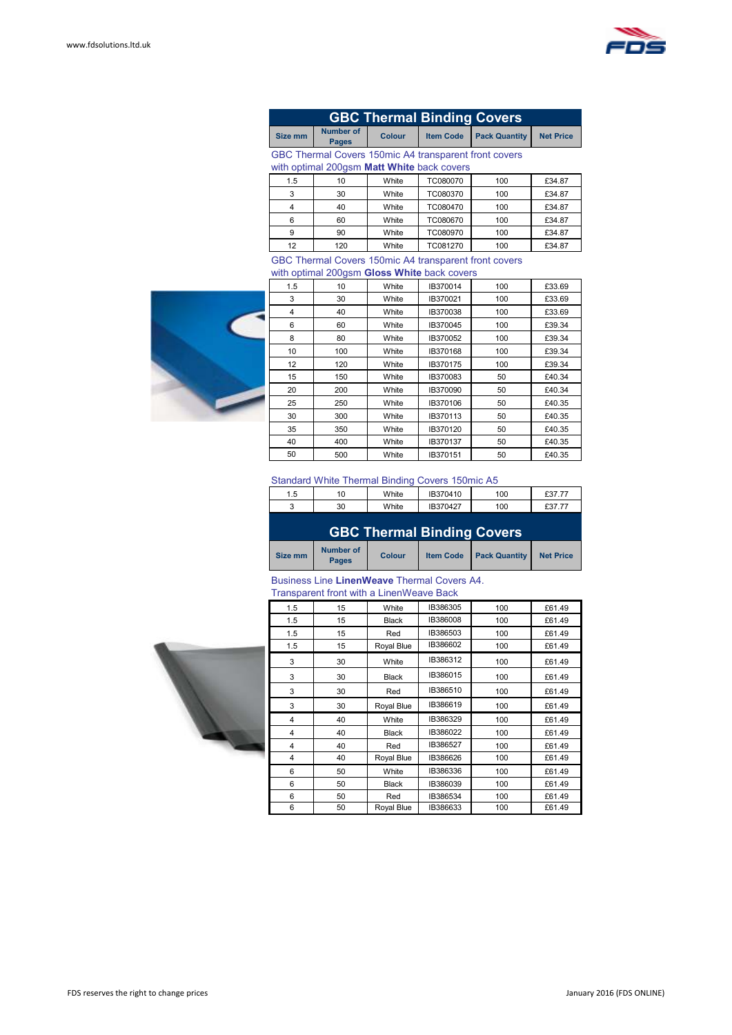## GBC Thermal Binding Covers

| Size mm | Number of Pages | Colour | Item Code | Pack Quantity | Net Price |
|---|---|---|---|---|---|
| **GBC Thermal Covers 150mic A4 transparent front covers with optimal 200gsm Matt White back covers** | | | | | |
| 1.5 | 10 | White | TC080070 | 100 | £34.87 |
| 3 | 30 | White | TC080370 | 100 | £34.87 |
| 4 | 40 | White | TC080470 | 100 | £34.87 |
| 6 | 60 | White | TC080670 | 100 | £34.87 |
| 9 | 90 | White | TC080970 | 100 | £34.87 |
| 12 | 120 | White | TC081270 | 100 | £34.87 |
| **GBC Thermal Covers 150mic A4 transparent front covers with optimal 200gsm Gloss White back covers** | | | | | |
| 1.5 | 10 | White | IB370014 | 100 | £33.69 |
| 3 | 30 | White | IB370021 | 100 | £33.69 |
| 4 | 40 | White | IB370038 | 100 | £33.69 |
| 6 | 60 | White | IB370045 | 100 | £39.34 |
| 8 | 80 | White | IB370052 | 100 | £39.34 |
| 10 | 100 | White | IB370168 | 100 | £39.34 |
| 12 | 120 | White | IB370175 | 100 | £39.34 |
| 15 | 150 | White | IB370083 | 50 | £40.34 |
| 20 | 200 | White | IB370090 | 50 | £40.34 |
| 25 | 250 | White | IB370106 | 50 | £40.35 |
| 30 | 300 | White | IB370113 | 50 | £40.35 |
| 35 | 350 | White | IB370120 | 50 | £40.35 |
| 40 | 400 | White | IB370137 | 50 | £40.35 |
| 50 | 500 | White | IB370151 | 50 | £40.35 |
| **Standard White Thermal Binding Covers 150mic A5** | | | | | |
| 1.5 | 10 | White | IB370410 | 100 | £37.77 |
| 3 | 30 | White | IB370427 | 100 | £37.77 |

## GBC Thermal Binding Covers

| Size mm | Number of Pages | Colour | Item Code | Pack Quantity | Net Price |
|---|---|---|---|---|---|
| **Business Line LinenWeave Thermal Covers A4. Transparent front with a LinenWeave Back** | | | | | |
| 1.5 | 15 | White | IB386305 | 100 | £61.49 |
| 1.5 | 15 | Black | IB386008 | 100 | £61.49 |
| 1.5 | 15 | Red | IB386503 | 100 | £61.49 |
| 1.5 | 15 | Royal Blue | IB386602 | 100 | £61.49 |
| 3 | 30 | White | IB386312 | 100 | £61.49 |
| 3 | 30 | Black | IB386015 | 100 | £61.49 |
| 3 | 30 | Red | IB386510 | 100 | £61.49 |
| 3 | 30 | Royal Blue | IB386619 | 100 | £61.49 |
| 4 | 40 | White | IB386329 | 100 | £61.49 |
| 4 | 40 | Black | IB386022 | 100 | £61.49 |
| 4 | 40 | Red | IB386527 | 100 | £61.49 |
| 4 | 40 | Royal Blue | IB386626 | 100 | £61.49 |
| 6 | 50 | White | IB386336 | 100 | £61.49 |
| 6 | 50 | Black | IB386039 | 100 | £61.49 |
| 6 | 50 | Red | IB386534 | 100 | £61.49 |
| 6 | 50 | Royal Blue | IB386633 | 100 | £61.49 |

FDS reserves the right to change prices

January 2016 (FDS ONLINE)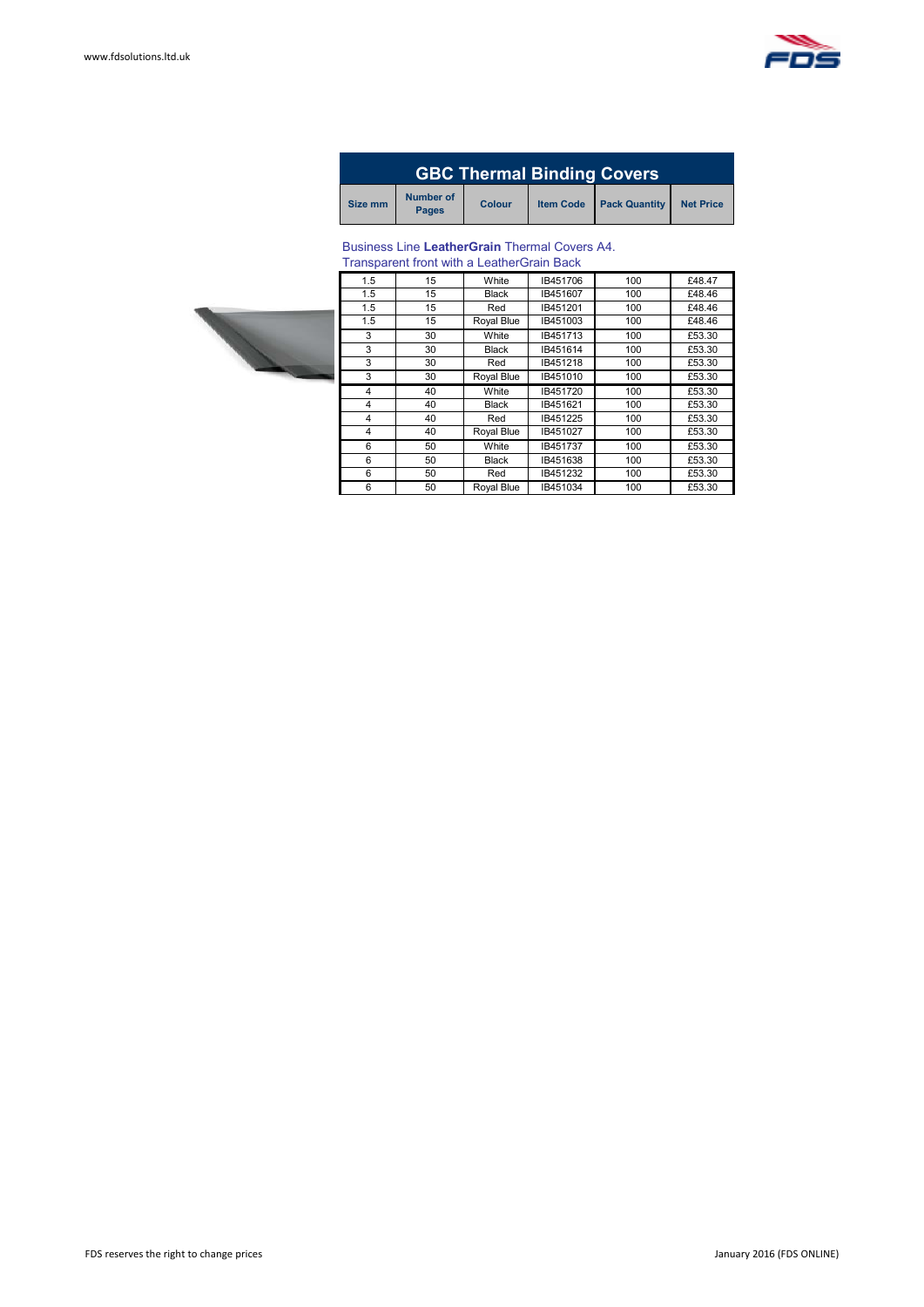## GBC Thermal Binding Covers

Business Line **LeatherGrain** Thermal Covers A4.
Transparent front with a LeatherGrain Back

| Size mm | Number of Pages | Colour | Item Code | Pack Quantity | Net Price |
|---|---|---|---|---|---|
| 1.5 | 15 | White | IB451706 | 100 | £48.47 |
| 1.5 | 15 | Black | IB451607 | 100 | £48.46 |
| 1.5 | 15 | Red | IB451201 | 100 | £48.46 |
| 1.5 | 15 | Royal Blue | IB451003 | 100 | £48.46 |
| 3 | 30 | White | IB451713 | 100 | £53.30 |
| 3 | 30 | Black | IB451614 | 100 | £53.30 |
| 3 | 30 | Red | IB451218 | 100 | £53.30 |
| 3 | 30 | Royal Blue | IB451010 | 100 | £53.30 |
| 4 | 40 | White | IB451720 | 100 | £53.30 |
| 4 | 40 | Black | IB451621 | 100 | £53.30 |
| 4 | 40 | Red | IB451225 | 100 | £53.30 |
| 4 | 40 | Royal Blue | IB451027 | 100 | £53.30 |
| 6 | 50 | White | IB451737 | 100 | £53.30 |
| 6 | 50 | Black | IB451638 | 100 | £53.30 |
| 6 | 50 | Red | IB451232 | 100 | £53.30 |
| 6 | 50 | Royal Blue | IB451034 | 100 | £53.30 |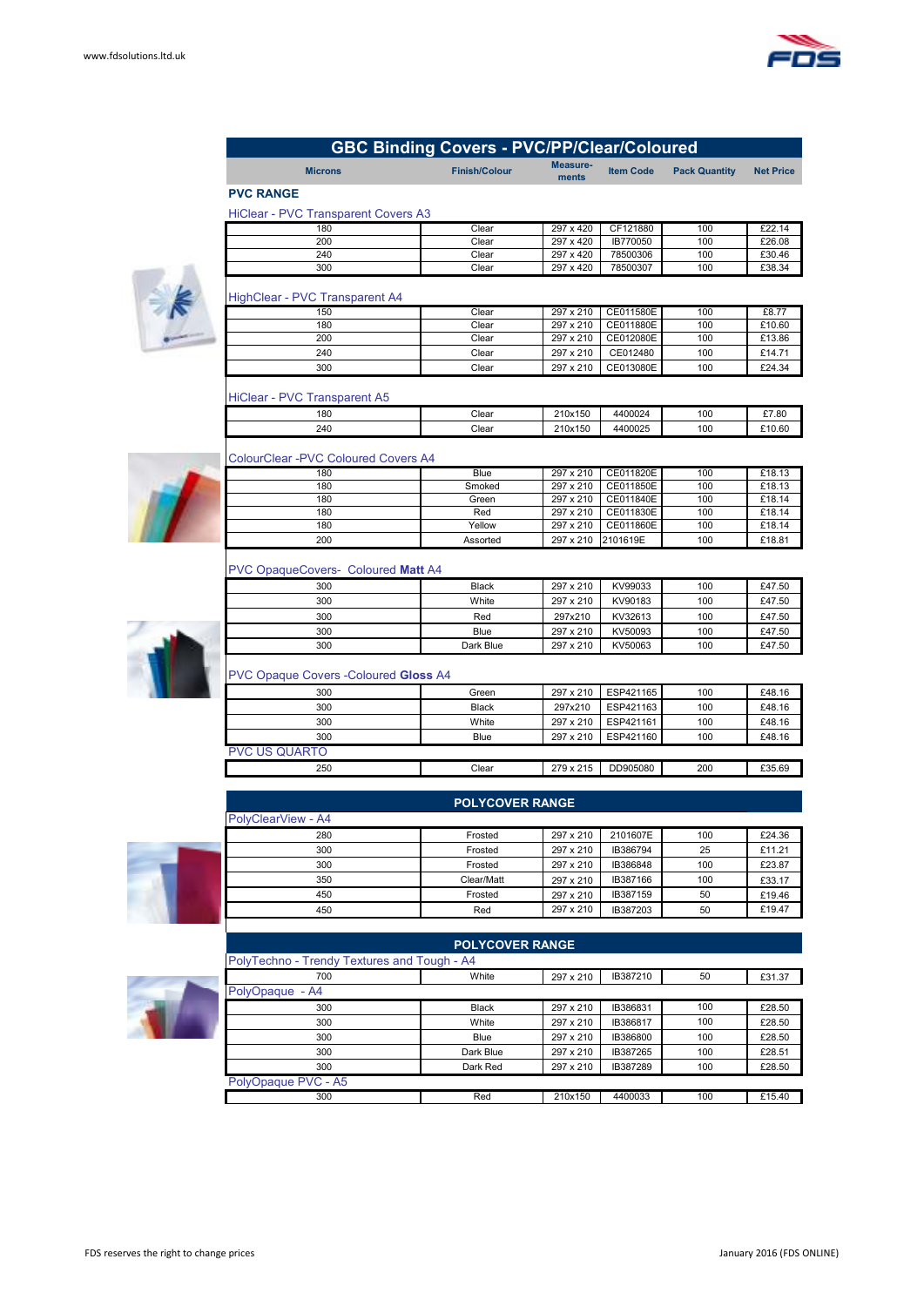## GBC Binding Covers - PVC/PP/Clear/Coloured

| Microns | Finish/Colour | Measure-ments | Item Code | Pack Quantity | Net Price |
|---|---|---|---|---|---|

### PVC RANGE

**HiClear - PVC Transparent Covers A3**

| Microns | Finish/Colour | Measurements | Item Code | Pack Quantity | Net Price |
|---|---|---|---|---|---|
| 180 | Clear | 297 x 420 | CF121880 | 100 | £22.14 |
| 200 | Clear | 297 x 420 | IB770050 | 100 | £26.08 |
| 240 | Clear | 297 x 420 | 78500306 | 100 | £30.46 |
| 300 | Clear | 297 x 420 | 78500307 | 100 | £38.34 |

**HighClear - PVC Transparent A4**

| Microns | Finish/Colour | Measurements | Item Code | Pack Quantity | Net Price |
|---|---|---|---|---|---|
| 150 | Clear | 297 x 210 | CE011580E | 100 | £8.77 |
| 180 | Clear | 297 x 210 | CE011880E | 100 | £10.60 |
| 200 | Clear | 297 x 210 | CE012080E | 100 | £13.86 |
| 240 | Clear | 297 x 210 | CE012480 | 100 | £14.71 |
| 300 | Clear | 297 x 210 | CE013080E | 100 | £24.34 |

**HiClear - PVC Transparent A5**

| Microns | Finish/Colour | Measurements | Item Code | Pack Quantity | Net Price |
|---|---|---|---|---|---|
| 180 | Clear | 210x150 | 4400024 | 100 | £7.80 |
| 240 | Clear | 210x150 | 4400025 | 100 | £10.60 |

**ColourClear -PVC Coloured Covers A4**

| Microns | Finish/Colour | Measurements | Item Code | Pack Quantity | Net Price |
|---|---|---|---|---|---|
| 180 | Blue | 297 x 210 | CE011820E | 100 | £18.13 |
| 180 | Smoked | 297 x 210 | CE011850E | 100 | £18.13 |
| 180 | Green | 297 x 210 | CE011840E | 100 | £18.14 |
| 180 | Red | 297 x 210 | CE011830E | 100 | £18.14 |
| 180 | Yellow | 297 x 210 | CE011860E | 100 | £18.14 |
| 200 | Assorted | 297 x 210 | 2101619E | 100 | £18.81 |

**PVC OpaqueCovers- Coloured Matt A4**

| Microns | Finish/Colour | Measurements | Item Code | Pack Quantity | Net Price |
|---|---|---|---|---|---|
| 300 | Black | 297 x 210 | KV99033 | 100 | £47.50 |
| 300 | White | 297 x 210 | KV90183 | 100 | £47.50 |
| 300 | Red | 297x210 | KV32613 | 100 | £47.50 |
| 300 | Blue | 297 x 210 | KV50093 | 100 | £47.50 |
| 300 | Dark Blue | 297 x 210 | KV50063 | 100 | £47.50 |

**PVC Opaque Covers -Coloured Gloss A4**

| Microns | Finish/Colour | Measurements | Item Code | Pack Quantity | Net Price |
|---|---|---|---|---|---|
| 300 | Green | 297 x 210 | ESP421165 | 100 | £48.16 |
| 300 | Black | 297x210 | ESP421163 | 100 | £48.16 |
| 300 | White | 297 x 210 | ESP421161 | 100 | £48.16 |
| 300 | Blue | 297 x 210 | ESP421160 | 100 | £48.16 |

**PVC US QUARTO**

| Microns | Finish/Colour | Measurements | Item Code | Pack Quantity | Net Price |
|---|---|---|---|---|---|
| 250 | Clear | 279 x 215 | DD905080 | 200 | £35.69 |

### POLYCOVER RANGE

**PolyClearView - A4**

| Microns | Finish/Colour | Measurements | Item Code | Pack Quantity | Net Price |
|---|---|---|---|---|---|
| 280 | Frosted | 297 x 210 | 2101607E | 100 | £24.36 |
| 300 | Frosted | 297 x 210 | IB386794 | 25 | £11.21 |
| 300 | Frosted | 297 x 210 | IB386848 | 100 | £23.87 |
| 350 | Clear/Matt | 297 x 210 | IB387166 | 100 | £33.17 |
| 450 | Frosted | 297 x 210 | IB387159 | 50 | £19.46 |
| 450 | Red | 297 x 210 | IB387203 | 50 | £19.47 |

### POLYCOVER RANGE

**PolyTechno - Trendy Textures and Tough - A4**

| Microns | Finish/Colour | Measurements | Item Code | Pack Quantity | Net Price |
|---|---|---|---|---|---|
| 700 | White | 297 x 210 | IB387210 | 50 | £31.37 |

**PolyOpaque - A4**

| Microns | Finish/Colour | Measurements | Item Code | Pack Quantity | Net Price |
|---|---|---|---|---|---|
| 300 | Black | 297 x 210 | IB386831 | 100 | £28.50 |
| 300 | White | 297 x 210 | IB386817 | 100 | £28.50 |
| 300 | Blue | 297 x 210 | IB386800 | 100 | £28.50 |
| 300 | Dark Blue | 297 x 210 | IB387265 | 100 | £28.51 |
| 300 | Dark Red | 297 x 210 | IB387289 | 100 | £28.50 |

**PolyOpaque PVC - A5**

| Microns | Finish/Colour | Measurements | Item Code | Pack Quantity | Net Price |
|---|---|---|---|---|---|
| 300 | Red | 210x150 | 4400033 | 100 | £15.40 |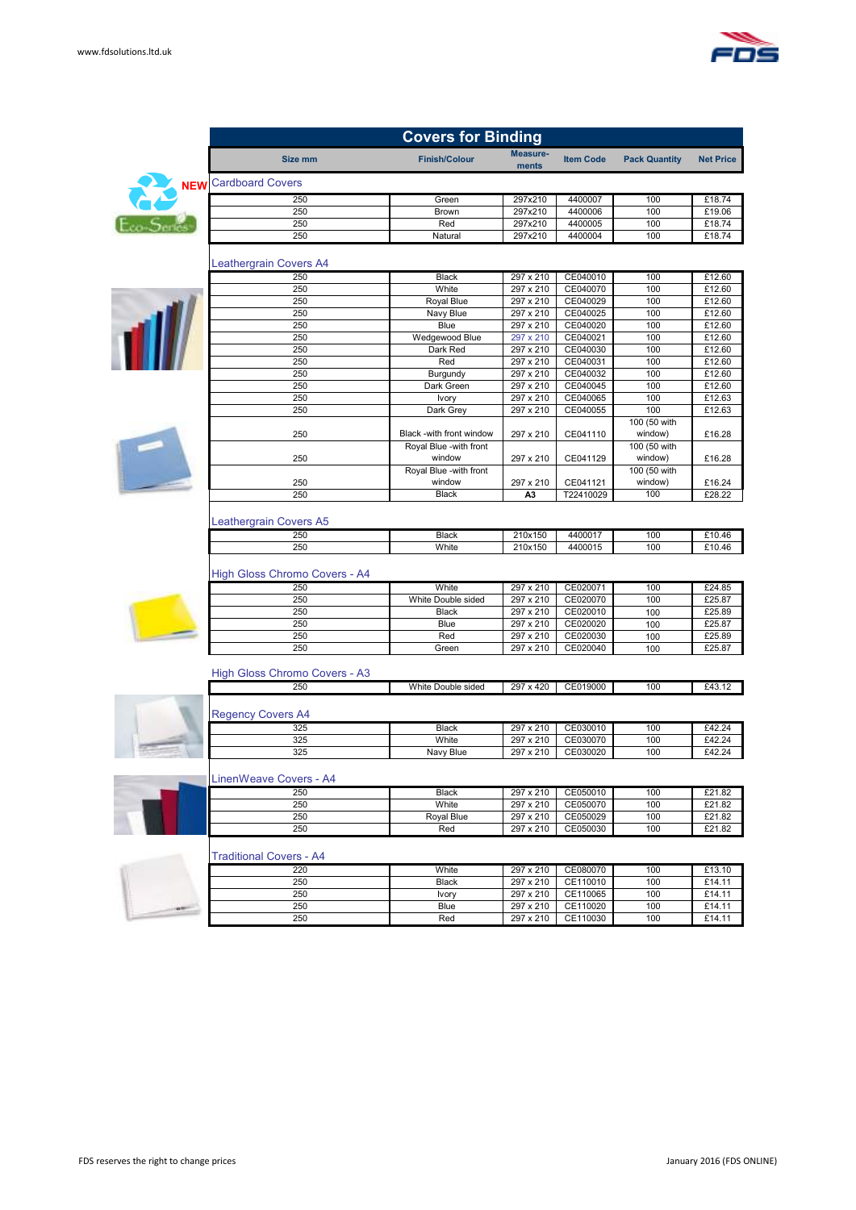www.fdsolutions.ltd.uk

# Covers for Binding

| Size mm | Finish/Colour | Measurements | Item Code | Pack Quantity | Net Price |
|---|---|---|---|---|---|

## NEW Cardboard Covers

| Size mm | Finish/Colour | Measurements | Item Code | Pack Quantity | Net Price |
|---|---|---|---|---|---|
| 250 | Green | 297x210 | 4400007 | 100 | £18.74 |
| 250 | Brown | 297x210 | 4400006 | 100 | £19.06 |
| 250 | Red | 297x210 | 4400005 | 100 | £18.74 |
| 250 | Natural | 297x210 | 4400004 | 100 | £18.74 |

## Leathergrain Covers A4

| Size mm | Finish/Colour | Measurements | Item Code | Pack Quantity | Net Price |
|---|---|---|---|---|---|
| 250 | Black | 297 x 210 | CE040010 | 100 | £12.60 |
| 250 | White | 297 x 210 | CE040070 | 100 | £12.60 |
| 250 | Royal Blue | 297 x 210 | CE040029 | 100 | £12.60 |
| 250 | Navy Blue | 297 x 210 | CE040025 | 100 | £12.60 |
| 250 | Blue | 297 x 210 | CE040020 | 100 | £12.60 |
| 250 | Wedgewood Blue | 297 x 210 | CE040021 | 100 | £12.60 |
| 250 | Dark Red | 297 x 210 | CE040030 | 100 | £12.60 |
| 250 | Red | 297 x 210 | CE040031 | 100 | £12.60 |
| 250 | Burgundy | 297 x 210 | CE040032 | 100 | £12.60 |
| 250 | Dark Green | 297 x 210 | CE040045 | 100 | £12.60 |
| 250 | Ivory | 297 x 210 | CE040065 | 100 | £12.63 |
| 250 | Dark Grey | 297 x 210 | CE040055 | 100 | £12.63 |
| 250 | Black -with front window | 297 x 210 | CE041110 | 100 (50 with window) | £16.28 |
| 250 | Royal Blue -with front window | 297 x 210 | CE041129 | 100 (50 with window) | £16.28 |
| 250 | Royal Blue -with front window | 297 x 210 | CE041121 | 100 (50 with window) | £16.24 |
| 250 | Black | A3 | T22410029 | 100 | £28.22 |

## Leathergrain Covers A5

| Size mm | Finish/Colour | Measurements | Item Code | Pack Quantity | Net Price |
|---|---|---|---|---|---|
| 250 | Black | 210x150 | 4400017 | 100 | £10.46 |
| 250 | White | 210x150 | 4400015 | 100 | £10.46 |

## High Gloss Chromo Covers - A4

| Size mm | Finish/Colour | Measurements | Item Code | Pack Quantity | Net Price |
|---|---|---|---|---|---|
| 250 | White | 297 x 210 | CE020071 | 100 | £24.85 |
| 250 | White Double sided | 297 x 210 | CE020070 | 100 | £25.87 |
| 250 | Black | 297 x 210 | CE020010 | 100 | £25.89 |
| 250 | Blue | 297 x 210 | CE020020 | 100 | £25.87 |
| 250 | Red | 297 x 210 | CE020030 | 100 | £25.89 |
| 250 | Green | 297 x 210 | CE020040 | 100 | £25.87 |

## High Gloss Chromo Covers - A3

| Size mm | Finish/Colour | Measurements | Item Code | Pack Quantity | Net Price |
|---|---|---|---|---|---|
| 250 | White Double sided | 297 x 420 | CE019000 | 100 | £43.12 |

## Regency Covers A4

| Size mm | Finish/Colour | Measurements | Item Code | Pack Quantity | Net Price |
|---|---|---|---|---|---|
| 325 | Black | 297 x 210 | CE030010 | 100 | £42.24 |
| 325 | White | 297 x 210 | CE030070 | 100 | £42.24 |
| 325 | Navy Blue | 297 x 210 | CE030020 | 100 | £42.24 |

## LinenWeave Covers - A4

| Size mm | Finish/Colour | Measurements | Item Code | Pack Quantity | Net Price |
|---|---|---|---|---|---|
| 250 | Black | 297 x 210 | CE050010 | 100 | £21.82 |
| 250 | White | 297 x 210 | CE050070 | 100 | £21.82 |
| 250 | Royal Blue | 297 x 210 | CE050029 | 100 | £21.82 |
| 250 | Red | 297 x 210 | CE050030 | 100 | £21.82 |

## Traditional Covers - A4

| Size mm | Finish/Colour | Measurements | Item Code | Pack Quantity | Net Price |
|---|---|---|---|---|---|
| 220 | White | 297 x 210 | CE080070 | 100 | £13.10 |
| 250 | Black | 297 x 210 | CE110010 | 100 | £14.11 |
| 250 | Ivory | 297 x 210 | CE110065 | 100 | £14.11 |
| 250 | Blue | 297 x 210 | CE110020 | 100 | £14.11 |
| 250 | Red | 297 x 210 | CE110030 | 100 | £14.11 |

FDS reserves the right to change prices

January 2016 (FDS ONLINE)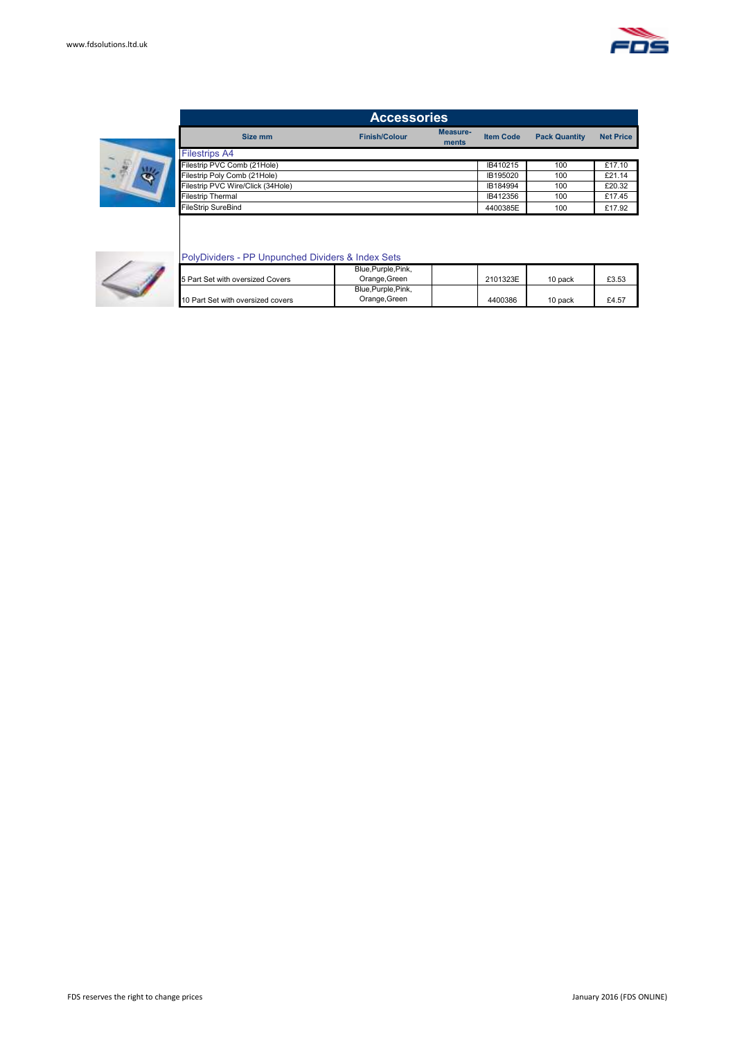# Accessories

| Size mm | Finish/Colour | Measure-ments | Item Code | Pack Quantity | Net Price |
|---|---|---|---|---|---|
| **Filestrips A4** | | | | | |
| Filestrip PVC Comb (21Hole) | | | IB410215 | 100 | £17.10 |
| Filestrip Poly Comb (21Hole) | | | IB195020 | 100 | £21.14 |
| Filestrip PVC Wire/Click (34Hole) | | | IB184994 | 100 | £20.32 |
| Filestrip Thermal | | | IB412356 | 100 | £17.45 |
| FileStrip SureBind | | | 4400385E | 100 | £17.92 |

## PolyDividers - PP Unpunched Dividers & Index Sets

| Size mm | Finish/Colour | Measure-ments | Item Code | Pack Quantity | Net Price |
|---|---|---|---|---|---|
| 5 Part Set with oversized Covers | Blue,Purple,Pink, Orange,Green | | 2101323E | 10 pack | £3.53 |
| 10 Part Set with oversized covers | Blue,Purple,Pink, Orange,Green | | 4400386 | 10 pack | £4.57 |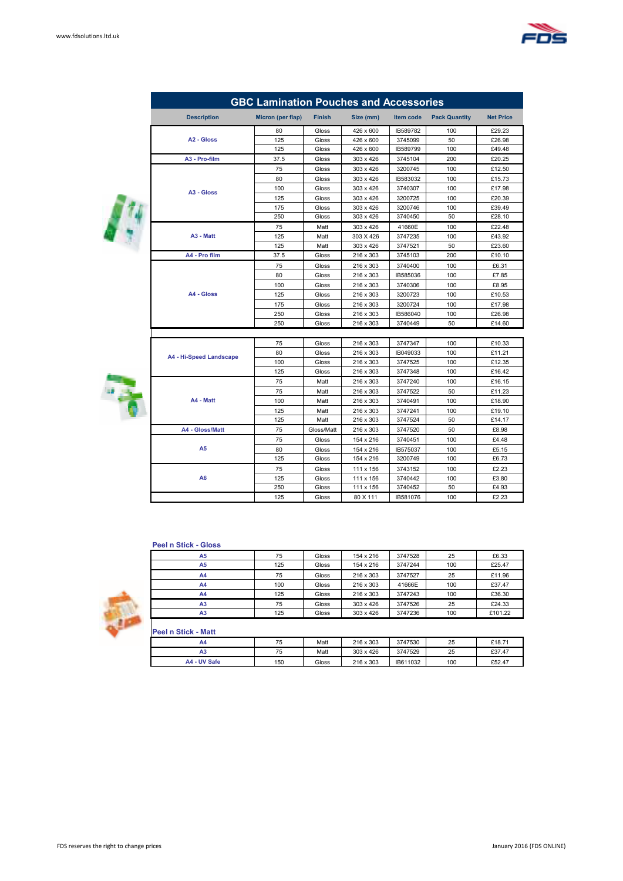## GBC Lamination Pouches and Accessories

| Description | Micron (per flap) | Finish | Size (mm) | Item code | Pack Quantity | Net Price |
|---|---|---|---|---|---|---|
| A2 - Gloss | 80 | Gloss | 426 x 600 | IB589782 | 100 | £29.23 |
| | 125 | Gloss | 426 x 600 | 3745099 | 50 | £26.98 |
| | 125 | Gloss | 426 x 600 | IB589799 | 100 | £49.48 |
| A3 - Pro-film | 37.5 | Gloss | 303 x 426 | 3745104 | 200 | £20.25 |
| A3 - Gloss | 75 | Gloss | 303 x 426 | 3200745 | 100 | £12.50 |
| | 80 | Gloss | 303 x 426 | IB583032 | 100 | £15.73 |
| | 100 | Gloss | 303 x 426 | 3740307 | 100 | £17.98 |
| | 125 | Gloss | 303 x 426 | 3200725 | 100 | £20.39 |
| | 175 | Gloss | 303 x 426 | 3200746 | 100 | £39.49 |
| | 250 | Gloss | 303 x 426 | 3740450 | 50 | £28.10 |
| A3 - Matt | 75 | Matt | 303 x 426 | 41660E | 100 | £22.48 |
| | 125 | Matt | 303 X 426 | 3747235 | 100 | £43.92 |
| | 125 | Matt | 303 x 426 | 3747521 | 50 | £23.60 |
| A4 - Pro film | 37.5 | Gloss | 216 x 303 | 3745103 | 200 | £10.10 |
| A4 - Gloss | 75 | Gloss | 216 x 303 | 3740400 | 100 | £6.31 |
| | 80 | Gloss | 216 x 303 | IB585036 | 100 | £7.85 |
| | 100 | Gloss | 216 x 303 | 3740306 | 100 | £8.95 |
| | 125 | Gloss | 216 x 303 | 3200723 | 100 | £10.53 |
| | 175 | Gloss | 216 x 303 | 3200724 | 100 | £17.98 |
| | 250 | Gloss | 216 x 303 | IB586040 | 100 | £26.98 |
| | 250 | Gloss | 216 x 303 | 3740449 | 50 | £14.60 |
| A4 - Hi-Speed Landscape | 75 | Gloss | 216 x 303 | 3747347 | 100 | £10.33 |
| | 80 | Gloss | 216 x 303 | IB049033 | 100 | £11.21 |
| | 100 | Gloss | 216 x 303 | 3747525 | 100 | £12.35 |
| | 125 | Gloss | 216 x 303 | 3747348 | 100 | £16.42 |
| A4 - Matt | 75 | Matt | 216 x 303 | 3747240 | 100 | £16.15 |
| | 75 | Matt | 216 x 303 | 3747522 | 50 | £11.23 |
| | 100 | Matt | 216 x 303 | 3740491 | 100 | £18.90 |
| | 125 | Matt | 216 x 303 | 3747241 | 100 | £19.10 |
| | 125 | Matt | 216 x 303 | 3747524 | 50 | £14.17 |
| A4 - Gloss/Matt | 75 | Gloss/Matt | 216 x 303 | 3747520 | 50 | £8.98 |
| A5 | 75 | Gloss | 154 x 216 | 3740451 | 100 | £4.48 |
| | 80 | Gloss | 154 x 216 | IB575037 | 100 | £5.15 |
| | 125 | Gloss | 154 x 216 | 3200749 | 100 | £6.73 |
| A6 | 75 | Gloss | 111 x 156 | 3743152 | 100 | £2.23 |
| | 125 | Gloss | 111 x 156 | 3740442 | 100 | £3.80 |
| | 250 | Gloss | 111 x 156 | 3740452 | 50 | £4.93 |
| | 125 | Gloss | 80 X 111 | IB581076 | 100 | £2.23 |

### Peel n Stick - Gloss

| Description | Micron (per flap) | Finish | Size (mm) | Item code | Pack Quantity | Net Price |
|---|---|---|---|---|---|---|
| A5 | 75 | Gloss | 154 x 216 | 3747528 | 25 | £6.33 |
| A5 | 125 | Gloss | 154 x 216 | 3747244 | 100 | £25.47 |
| A4 | 75 | Gloss | 216 x 303 | 3747527 | 25 | £11.96 |
| A4 | 100 | Gloss | 216 x 303 | 41666E | 100 | £37.47 |
| A4 | 125 | Gloss | 216 x 303 | 3747243 | 100 | £36.30 |
| A3 | 75 | Gloss | 303 x 426 | 3747526 | 25 | £24.33 |
| A3 | 125 | Gloss | 303 x 426 | 3747236 | 100 | £101.22 |

### Peel n Stick - Matt

| Description | Micron (per flap) | Finish | Size (mm) | Item code | Pack Quantity | Net Price |
|---|---|---|---|---|---|---|
| A4 | 75 | Matt | 216 x 303 | 3747530 | 25 | £18.71 |
| A3 | 75 | Matt | 303 x 426 | 3747529 | 25 | £37.47 |
| A4 - UV Safe | 150 | Gloss | 216 x 303 | IB611032 | 100 | £52.47 |

FDS reserves the right to change prices

January 2016 (FDS ONLINE)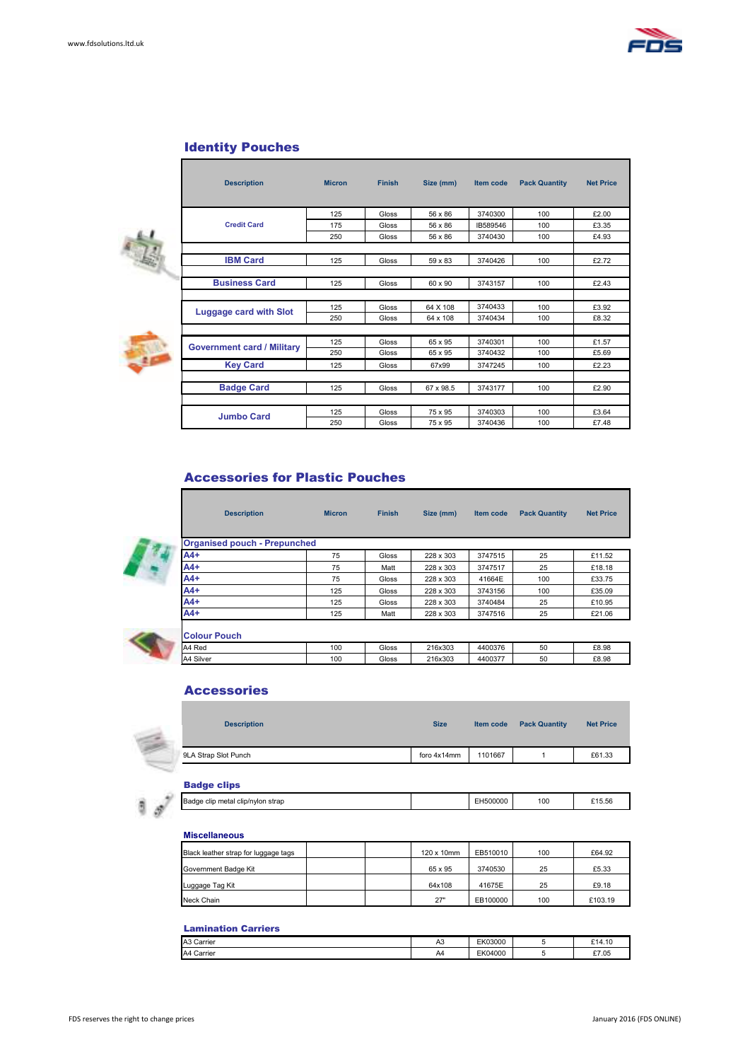## Identity Pouches

| Description | Micron | Finish | Size (mm) | Item code | Pack Quantity | Net Price |
|---|---|---|---|---|---|---|
| Credit Card | 125 | Gloss | 56 x 86 | 3740300 | 100 | £2.00 |
| | 175 | Gloss | 56 x 86 | IB589546 | 100 | £3.35 |
| | 250 | Gloss | 56 x 86 | 3740430 | 100 | £4.93 |
| IBM Card | 125 | Gloss | 59 x 83 | 3740426 | 100 | £2.72 |
| Business Card | 125 | Gloss | 60 x 90 | 3743157 | 100 | £2.43 |
| Luggage card with Slot | 125 | Gloss | 64 X 108 | 3740433 | 100 | £3.92 |
| | 250 | Gloss | 64 x 108 | 3740434 | 100 | £8.32 |
| Government card / Military | 125 | Gloss | 65 x 95 | 3740301 | 100 | £1.57 |
| | 250 | Gloss | 65 x 95 | 3740432 | 100 | £5.69 |
| Key Card | 125 | Gloss | 67x99 | 3747245 | 100 | £2.23 |
| Badge Card | 125 | Gloss | 67 x 98.5 | 3743177 | 100 | £2.90 |
| Jumbo Card | 125 | Gloss | 75 x 95 | 3740303 | 100 | £3.64 |
| | 250 | Gloss | 75 x 95 | 3740436 | 100 | £7.48 |

## Accessories for Plastic Pouches

| Description | Micron | Finish | Size (mm) | Item code | Pack Quantity | Net Price |
|---|---|---|---|---|---|---|
| **Organised pouch - Prepunched** | | | | | | |
| A4+ | 75 | Gloss | 228 x 303 | 3747515 | 25 | £11.52 |
| A4+ | 75 | Matt | 228 x 303 | 3747517 | 25 | £18.18 |
| A4+ | 75 | Gloss | 228 x 303 | 41664E | 100 | £33.75 |
| A4+ | 125 | Gloss | 228 x 303 | 3743156 | 100 | £35.09 |
| A4+ | 125 | Gloss | 228 x 303 | 3740484 | 25 | £10.95 |
| A4+ | 125 | Matt | 228 x 303 | 3747516 | 25 | £21.06 |
| **Colour Pouch** | | | | | | |
| A4 Red | 100 | Gloss | 216x303 | 4400376 | 50 | £8.98 |
| A4 Silver | 100 | Gloss | 216x303 | 4400377 | 50 | £8.98 |

## Accessories

| Description | Size | Item code | Pack Quantity | Net Price |
|---|---|---|---|---|
| 9LA Strap Slot Punch | foro 4x14mm | 1101667 | 1 | £61.33 |

### Badge clips

| Description | Size | Item code | Pack Quantity | Net Price |
|---|---|---|---|---|
| Badge clip metal clip/nylon strap | | EH500000 | 100 | £15.56 |

### Miscellaneous

| Description | | | Size | Item code | Pack Quantity | Net Price |
|---|---|---|---|---|---|---|
| Black leather strap for luggage tags | | | 120 x 10mm | EB510010 | 100 | £64.92 |
| Government Badge Kit | | | 65 x 95 | 3740530 | 25 | £5.33 |
| Luggage Tag Kit | | | 64x108 | 41675E | 25 | £9.18 |
| Neck Chain | | | 27" | EB100000 | 100 | £103.19 |

### Lamination Carriers

| Description | Size | Item code | Pack Quantity | Net Price |
|---|---|---|---|---|
| A3 Carrier | A3 | EK03000 | 5 | £14.10 |
| A4 Carrier | A4 | EK04000 | 5 | £7.05 |

FDS reserves the right to change prices

January 2016 (FDS ONLINE)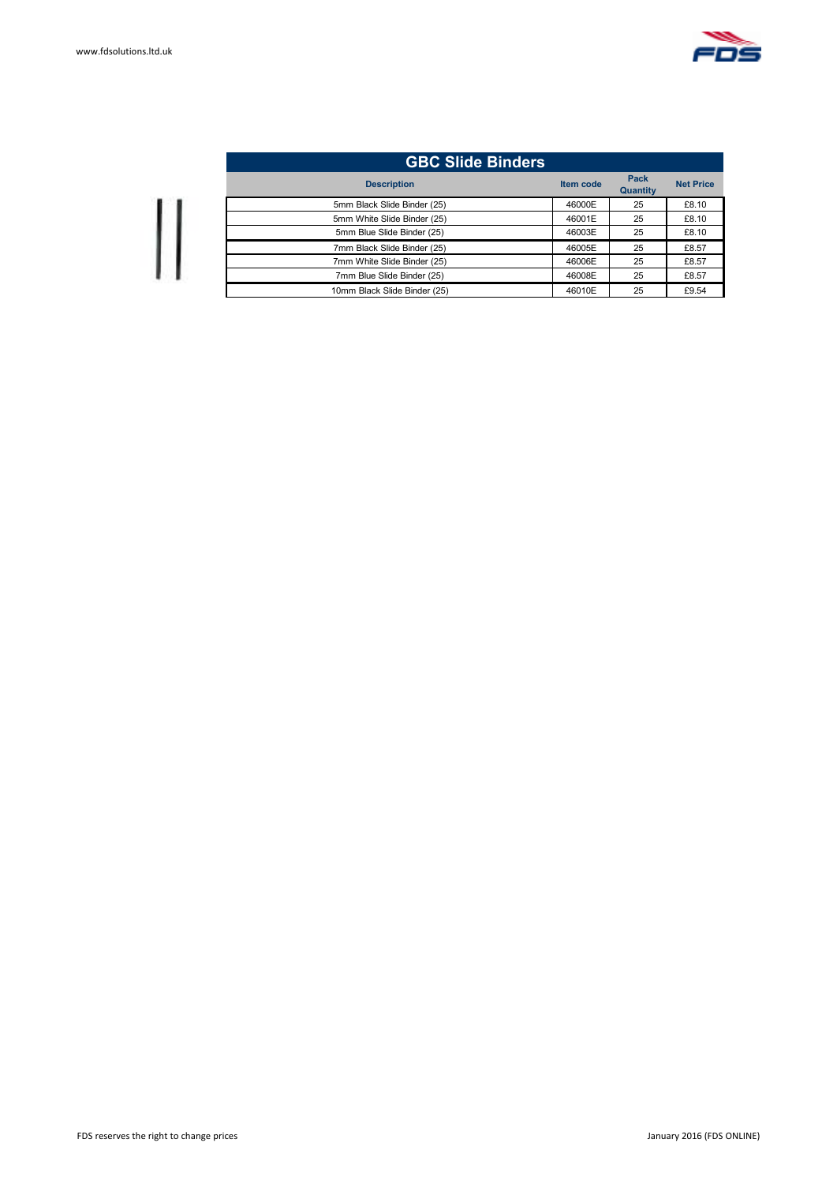| GBC Slide Binders | | | |
|---|---|---|---|
| **Description** | **Item code** | **Pack Quantity** | **Net Price** |
| 5mm Black Slide Binder (25) | 46000E | 25 | £8.10 |
| 5mm White Slide Binder (25) | 46001E | 25 | £8.10 |
| 5mm Blue Slide Binder (25) | 46003E | 25 | £8.10 |
| 7mm Black Slide Binder (25) | 46005E | 25 | £8.57 |
| 7mm White Slide Binder (25) | 46006E | 25 | £8.57 |
| 7mm Blue Slide Binder (25) | 46008E | 25 | £8.57 |
| 10mm Black Slide Binder (25) | 46010E | 25 | £9.54 |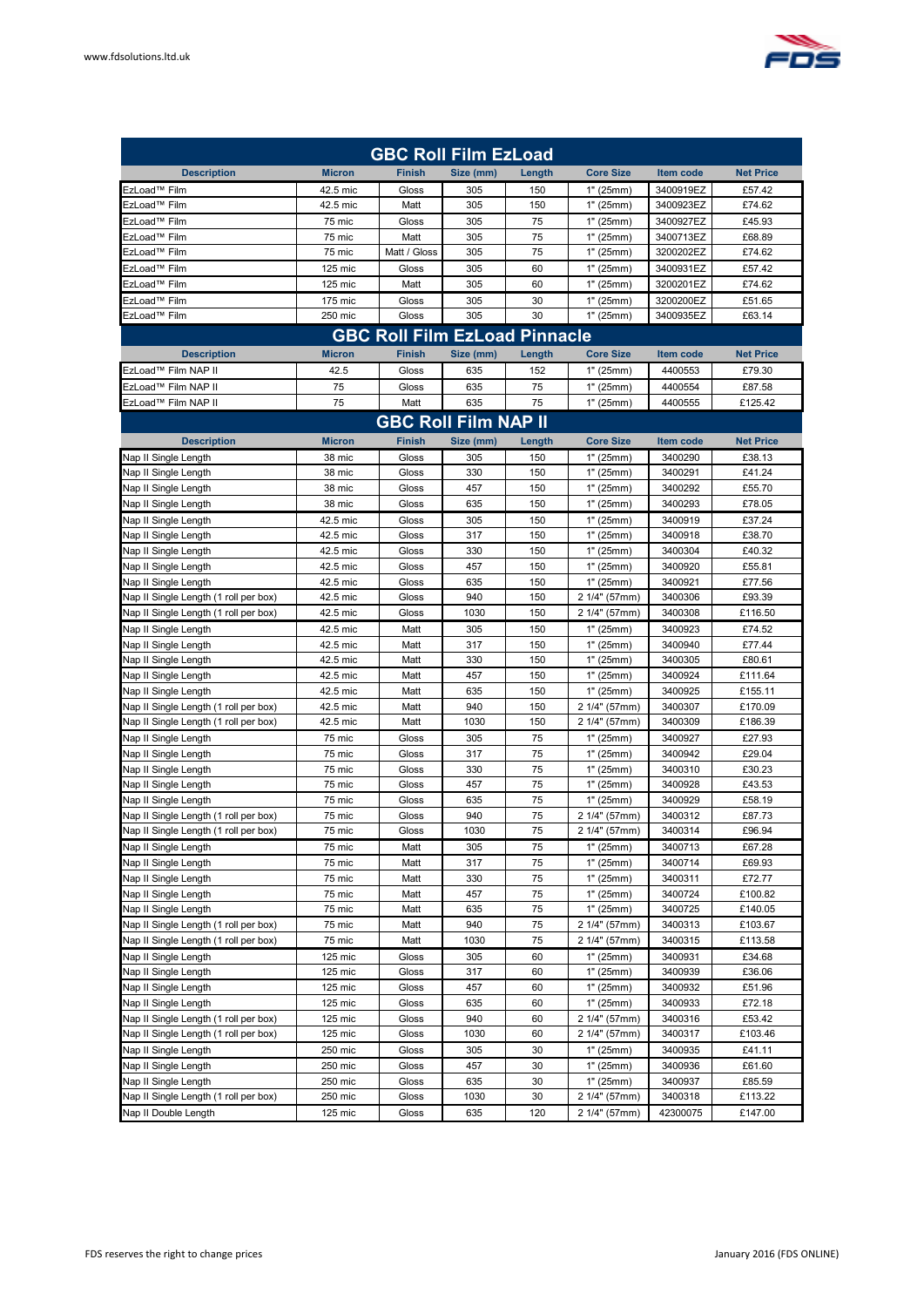www.fdsolutions.ltd.uk

## GBC Roll Film EzLoad

| Description | Micron | Finish | Size (mm) | Length | Core Size | Item code | Net Price |
|---|---|---|---|---|---|---|---|
| EzLoad™ Film | 42.5 mic | Gloss | 305 | 150 | 1" (25mm) | 3400919EZ | £57.42 |
| EzLoad™ Film | 42.5 mic | Matt | 305 | 150 | 1" (25mm) | 3400923EZ | £74.62 |
| EzLoad™ Film | 75 mic | Gloss | 305 | 75 | 1" (25mm) | 3400927EZ | £45.93 |
| EzLoad™ Film | 75 mic | Matt | 305 | 75 | 1" (25mm) | 3400713EZ | £68.89 |
| EzLoad™ Film | 75 mic | Matt / Gloss | 305 | 75 | 1" (25mm) | 3200202EZ | £74.62 |
| EzLoad™ Film | 125 mic | Gloss | 305 | 60 | 1" (25mm) | 3400931EZ | £57.42 |
| EzLoad™ Film | 125 mic | Matt | 305 | 60 | 1" (25mm) | 3200201EZ | £74.62 |
| EzLoad™ Film | 175 mic | Gloss | 305 | 30 | 1" (25mm) | 3200200EZ | £51.65 |
| EzLoad™ Film | 250 mic | Gloss | 305 | 30 | 1" (25mm) | 3400935EZ | £63.14 |

## GBC Roll Film EzLoad Pinnacle

| Description | Micron | Finish | Size (mm) | Length | Core Size | Item code | Net Price |
|---|---|---|---|---|---|---|---|
| EzLoad™ Film NAP II | 42.5 | Gloss | 635 | 152 | 1" (25mm) | 4400553 | £79.30 |
| EzLoad™ Film NAP II | 75 | Gloss | 635 | 75 | 1" (25mm) | 4400554 | £87.58 |
| EzLoad™ Film NAP II | 75 | Matt | 635 | 75 | 1" (25mm) | 4400555 | £125.42 |

## GBC Roll Film NAP II

| Description | Micron | Finish | Size (mm) | Length | Core Size | Item code | Net Price |
|---|---|---|---|---|---|---|---|
| Nap II Single Length | 38 mic | Gloss | 305 | 150 | 1" (25mm) | 3400290 | £38.13 |
| Nap II Single Length | 38 mic | Gloss | 330 | 150 | 1" (25mm) | 3400291 | £41.24 |
| Nap II Single Length | 38 mic | Gloss | 457 | 150 | 1" (25mm) | 3400292 | £55.70 |
| Nap II Single Length | 38 mic | Gloss | 635 | 150 | 1" (25mm) | 3400293 | £78.05 |
| Nap II Single Length | 42.5 mic | Gloss | 305 | 150 | 1" (25mm) | 3400919 | £37.24 |
| Nap II Single Length | 42.5 mic | Gloss | 317 | 150 | 1" (25mm) | 3400918 | £38.70 |
| Nap II Single Length | 42.5 mic | Gloss | 330 | 150 | 1" (25mm) | 3400304 | £40.32 |
| Nap II Single Length | 42.5 mic | Gloss | 457 | 150 | 1" (25mm) | 3400920 | £55.81 |
| Nap II Single Length | 42.5 mic | Gloss | 635 | 150 | 1" (25mm) | 3400921 | £77.56 |
| Nap II Single Length (1 roll per box) | 42.5 mic | Gloss | 940 | 150 | 2 1/4" (57mm) | 3400306 | £93.39 |
| Nap II Single Length (1 roll per box) | 42.5 mic | Gloss | 1030 | 150 | 2 1/4" (57mm) | 3400308 | £116.50 |
| Nap II Single Length | 42.5 mic | Matt | 305 | 150 | 1" (25mm) | 3400923 | £74.52 |
| Nap II Single Length | 42.5 mic | Matt | 317 | 150 | 1" (25mm) | 3400940 | £77.44 |
| Nap II Single Length | 42.5 mic | Matt | 330 | 150 | 1" (25mm) | 3400305 | £80.61 |
| Nap II Single Length | 42.5 mic | Matt | 457 | 150 | 1" (25mm) | 3400924 | £111.64 |
| Nap II Single Length | 42.5 mic | Matt | 635 | 150 | 1" (25mm) | 3400925 | £155.11 |
| Nap II Single Length (1 roll per box) | 42.5 mic | Matt | 940 | 150 | 2 1/4" (57mm) | 3400307 | £170.09 |
| Nap II Single Length (1 roll per box) | 42.5 mic | Matt | 1030 | 150 | 2 1/4" (57mm) | 3400309 | £186.39 |
| Nap II Single Length | 75 mic | Gloss | 305 | 75 | 1" (25mm) | 3400927 | £27.93 |
| Nap II Single Length | 75 mic | Gloss | 317 | 75 | 1" (25mm) | 3400942 | £29.04 |
| Nap II Single Length | 75 mic | Gloss | 330 | 75 | 1" (25mm) | 3400310 | £30.23 |
| Nap II Single Length | 75 mic | Gloss | 457 | 75 | 1" (25mm) | 3400928 | £43.53 |
| Nap II Single Length | 75 mic | Gloss | 635 | 75 | 1" (25mm) | 3400929 | £58.19 |
| Nap II Single Length (1 roll per box) | 75 mic | Gloss | 940 | 75 | 2 1/4" (57mm) | 3400312 | £87.73 |
| Nap II Single Length (1 roll per box) | 75 mic | Gloss | 1030 | 75 | 2 1/4" (57mm) | 3400314 | £96.94 |
| Nap II Single Length | 75 mic | Matt | 305 | 75 | 1" (25mm) | 3400713 | £67.28 |
| Nap II Single Length | 75 mic | Matt | 317 | 75 | 1" (25mm) | 3400714 | £69.93 |
| Nap II Single Length | 75 mic | Matt | 330 | 75 | 1" (25mm) | 3400311 | £72.77 |
| Nap II Single Length | 75 mic | Matt | 457 | 75 | 1" (25mm) | 3400724 | £100.82 |
| Nap II Single Length | 75 mic | Matt | 635 | 75 | 1" (25mm) | 3400725 | £140.05 |
| Nap II Single Length (1 roll per box) | 75 mic | Matt | 940 | 75 | 2 1/4" (57mm) | 3400313 | £103.67 |
| Nap II Single Length (1 roll per box) | 75 mic | Matt | 1030 | 75 | 2 1/4" (57mm) | 3400315 | £113.58 |
| Nap II Single Length | 125 mic | Gloss | 305 | 60 | 1" (25mm) | 3400931 | £34.68 |
| Nap II Single Length | 125 mic | Gloss | 317 | 60 | 1" (25mm) | 3400939 | £36.06 |
| Nap II Single Length | 125 mic | Gloss | 457 | 60 | 1" (25mm) | 3400932 | £51.96 |
| Nap II Single Length | 125 mic | Gloss | 635 | 60 | 1" (25mm) | 3400933 | £72.18 |
| Nap II Single Length (1 roll per box) | 125 mic | Gloss | 940 | 60 | 2 1/4" (57mm) | 3400316 | £53.42 |
| Nap II Single Length (1 roll per box) | 125 mic | Gloss | 1030 | 60 | 2 1/4" (57mm) | 3400317 | £103.46 |
| Nap II Single Length | 250 mic | Gloss | 305 | 30 | 1" (25mm) | 3400935 | £41.11 |
| Nap II Single Length | 250 mic | Gloss | 457 | 30 | 1" (25mm) | 3400936 | £61.60 |
| Nap II Single Length | 250 mic | Gloss | 635 | 30 | 1" (25mm) | 3400937 | £85.59 |
| Nap II Single Length (1 roll per box) | 250 mic | Gloss | 1030 | 30 | 2 1/4" (57mm) | 3400318 | £113.22 |
| Nap II Double Length | 125 mic | Gloss | 635 | 120 | 2 1/4" (57mm) | 42300075 | £147.00 |

FDS reserves the right to change prices

January 2016 (FDS ONLINE)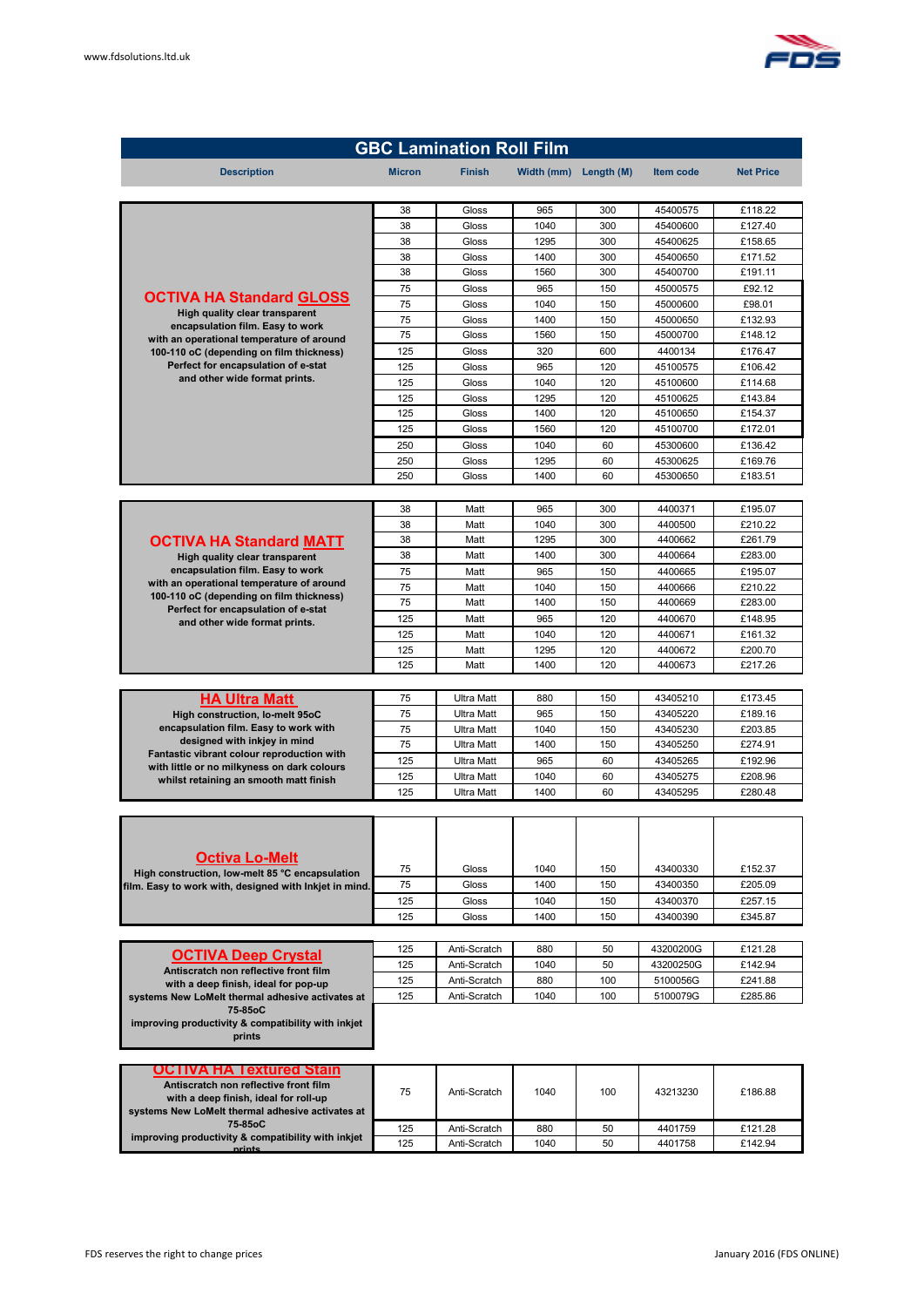## GBC Lamination Roll Film

| Description | Micron | Finish | Width (mm) | Length (M) | Item code | Net Price |
|---|---|---|---|---|---|---|
| **OCTIVA HA Standard GLOSS** High quality clear transparent encapsulation film. Easy to work with an operational temperature of around 100-110 oC (depending on film thickness) Perfect for encapsulation of e-stat and other wide format prints. | 38 | Gloss | 965 | 300 | 45400575 | £118.22 |
| | 38 | Gloss | 1040 | 300 | 45400600 | £127.40 |
| | 38 | Gloss | 1295 | 300 | 45400625 | £158.65 |
| | 38 | Gloss | 1400 | 300 | 45400650 | £171.52 |
| | 38 | Gloss | 1560 | 300 | 45400700 | £191.11 |
| | 75 | Gloss | 965 | 150 | 45000575 | £92.12 |
| | 75 | Gloss | 1040 | 150 | 45000600 | £98.01 |
| | 75 | Gloss | 1400 | 150 | 45000650 | £132.93 |
| | 75 | Gloss | 1560 | 150 | 45000700 | £148.12 |
| | 125 | Gloss | 320 | 600 | 4400134 | £176.47 |
| | 125 | Gloss | 965 | 120 | 45100575 | £106.42 |
| | 125 | Gloss | 1040 | 120 | 45100600 | £114.68 |
| | 125 | Gloss | 1295 | 120 | 45100625 | £143.84 |
| | 125 | Gloss | 1400 | 120 | 45100650 | £154.37 |
| | 125 | Gloss | 1560 | 120 | 45100700 | £172.01 |
| | 250 | Gloss | 1040 | 60 | 45300600 | £136.42 |
| | 250 | Gloss | 1295 | 60 | 45300625 | £169.76 |
| | 250 | Gloss | 1400 | 60 | 45300650 | £183.51 |
| **OCTIVA HA Standard MATT** High quality clear transparent encapsulation film. Easy to work with an operational temperature of around 100-110 oC (depending on film thickness) Perfect for encapsulation of e-stat and other wide format prints. | 38 | Matt | 965 | 300 | 4400371 | £195.07 |
| | 38 | Matt | 1040 | 300 | 4400500 | £210.22 |
| | 38 | Matt | 1295 | 300 | 4400662 | £261.79 |
| | 38 | Matt | 1400 | 300 | 4400664 | £283.00 |
| | 75 | Matt | 965 | 150 | 4400665 | £195.07 |
| | 75 | Matt | 1040 | 150 | 4400666 | £210.22 |
| | 75 | Matt | 1400 | 150 | 4400669 | £283.00 |
| | 125 | Matt | 965 | 120 | 4400670 | £148.95 |
| | 125 | Matt | 1040 | 120 | 4400671 | £161.32 |
| | 125 | Matt | 1295 | 120 | 4400672 | £200.70 |
| | 125 | Matt | 1400 | 120 | 4400673 | £217.26 |
| **HA Ultra Matt** High construction, lo-melt 95oC encapsulation film. Easy to work with designed with inkjey in mind Fantastic vibrant colour reproduction with with little or no milkyness on dark colours whilst retaining an smooth matt finish | 75 | Ultra Matt | 880 | 150 | 43405210 | £173.45 |
| | 75 | Ultra Matt | 965 | 150 | 43405220 | £189.16 |
| | 75 | Ultra Matt | 1040 | 150 | 43405230 | £203.85 |
| | 75 | Ultra Matt | 1400 | 150 | 43405250 | £274.91 |
| | 125 | Ultra Matt | 965 | 60 | 43405265 | £192.96 |
| | 125 | Ultra Matt | 1040 | 60 | 43405275 | £208.96 |
| | 125 | Ultra Matt | 1400 | 60 | 43405295 | £280.48 |
| **Octiva Lo-Melt** High construction, low-melt 85 °C encapsulation film. Easy to work with, designed with Inkjet in mind. | 75 | Gloss | 1040 | 150 | 43400330 | £152.37 |
| | 75 | Gloss | 1400 | 150 | 43400350 | £205.09 |
| | 125 | Gloss | 1040 | 150 | 43400370 | £257.15 |
| | 125 | Gloss | 1400 | 150 | 43400390 | £345.87 |
| **OCTIVA Deep Crystal** Antiscratch non reflective front film with a deep finish, ideal for pop-up systems New LoMelt thermal adhesive activates at 75-85oC improving productivity & compatibility with inkjet prints | 125 | Anti-Scratch | 880 | 50 | 43200200G | £121.28 |
| | 125 | Anti-Scratch | 1040 | 50 | 43200250G | £142.94 |
| | 125 | Anti-Scratch | 880 | 100 | 5100056G | £241.88 |
| | 125 | Anti-Scratch | 1040 | 100 | 5100079G | £285.86 |
| **OCTIVA HA Textured Stain** Antiscratch non reflective front film with a deep finish, ideal for roll-up systems New LoMelt thermal adhesive activates at 75-85oC improving productivity & compatibility with inkjet prints | 75 | Anti-Scratch | 1040 | 100 | 43213230 | £186.88 |
| | 125 | Anti-Scratch | 880 | 50 | 4401759 | £121.28 |
| | 125 | Anti-Scratch | 1040 | 50 | 4401758 | £142.94 |

FDS reserves the right to change prices

January 2016 (FDS ONLINE)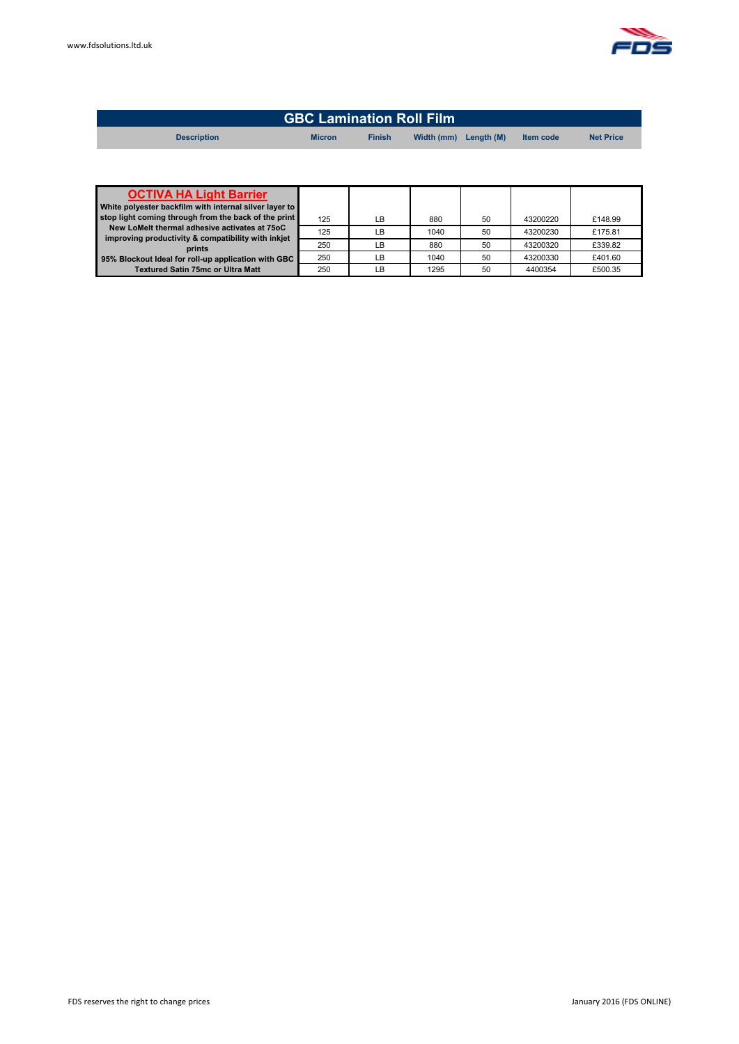# GBC Lamination Roll Film

| Description | Micron | Finish | Width (mm) | Length (M) | Item code | Net Price |
|---|---|---|---|---|---|---|
| **OCTIVA HA Light Barrier** **White polyester backfilm with internal silver layer to stop light coming through from the back of the print New LoMelt thermal adhesive activates at 75oC improving productivity & compatibility with inkjet prints 95% Blockout Ideal for roll-up application with GBC Textured Satin 75mc or Ultra Matt** | 125 | LB | 880 | 50 | 43200220 | £148.99 |
| | 125 | LB | 1040 | 50 | 43200230 | £175.81 |
| | 250 | LB | 880 | 50 | 43200320 | £339.82 |
| | 250 | LB | 1040 | 50 | 43200330 | £401.60 |
| | 250 | LB | 1295 | 50 | 4400354 | £500.35 |

FDS reserves the right to change prices

January 2016 (FDS ONLINE)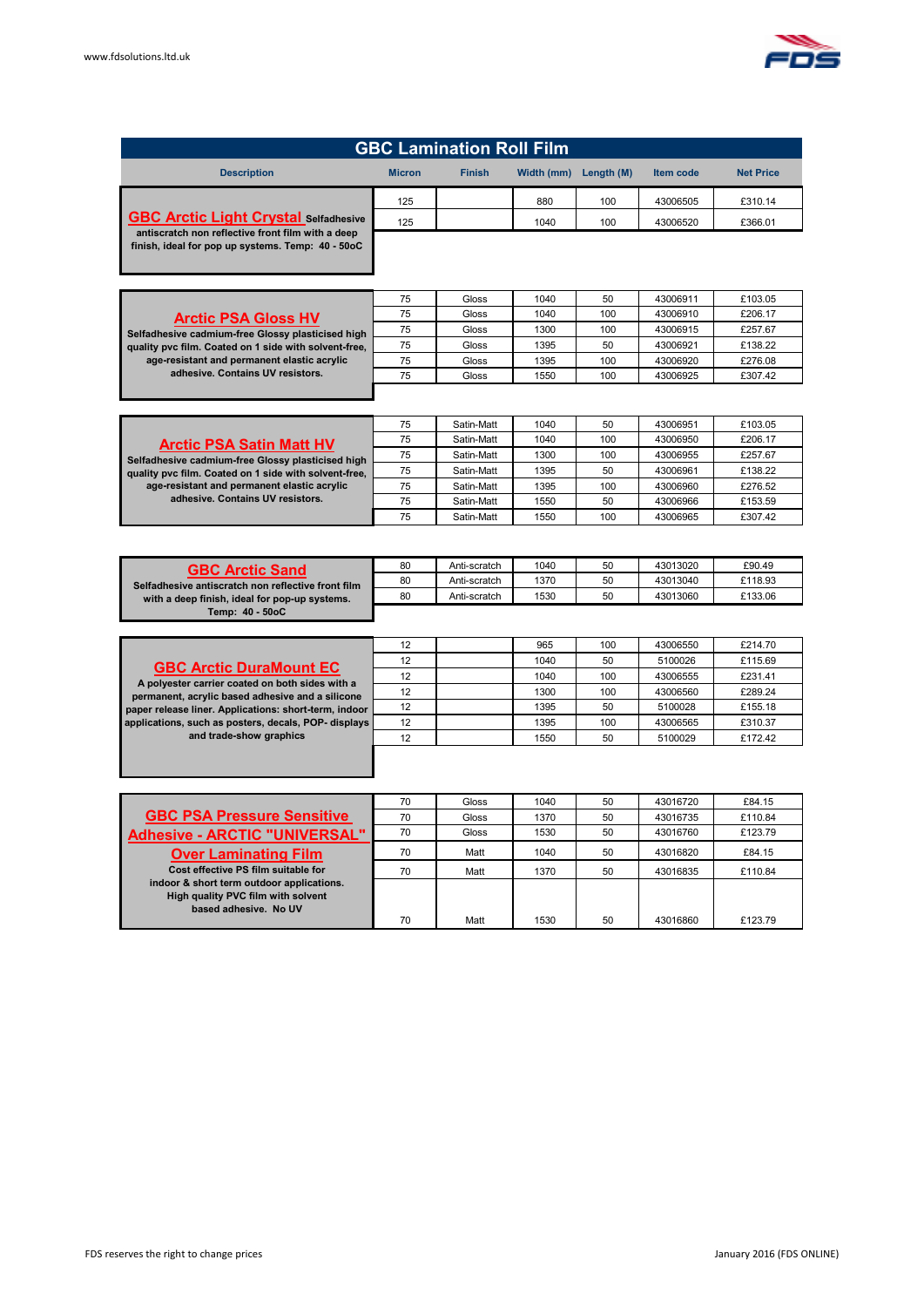## GBC Lamination Roll Film

| Description | Micron | Finish | Width (mm) | Length (M) | Item code | Net Price |
|---|---|---|---|---|---|---|
| **GBC Arctic Light Crystal** Selfadhesive antiscratch non reflective front film with a deep finish, ideal for pop up systems. Temp: 40 - 50oC | 125 | | 880 | 100 | 43006505 | £310.14 |
| | 125 | | 1040 | 100 | 43006520 | £366.01 |
| **Arctic PSA Gloss HV** Selfadhesive cadmium-free Glossy plasticised high quality pvc film. Coated on 1 side with solvent-free, age-resistant and permanent elastic acrylic adhesive. Contains UV resistors. | 75 | Gloss | 1040 | 50 | 43006911 | £103.05 |
| | 75 | Gloss | 1040 | 100 | 43006910 | £206.17 |
| | 75 | Gloss | 1300 | 100 | 43006915 | £257.67 |
| | 75 | Gloss | 1395 | 50 | 43006921 | £138.22 |
| | 75 | Gloss | 1395 | 100 | 43006920 | £276.08 |
| | 75 | Gloss | 1550 | 100 | 43006925 | £307.42 |
| **Arctic PSA Satin Matt HV** Selfadhesive cadmium-free Glossy plasticised high quality pvc film. Coated on 1 side with solvent-free, age-resistant and permanent elastic acrylic adhesive. Contains UV resistors. | 75 | Satin-Matt | 1040 | 50 | 43006951 | £103.05 |
| | 75 | Satin-Matt | 1040 | 100 | 43006950 | £206.17 |
| | 75 | Satin-Matt | 1300 | 100 | 43006955 | £257.67 |
| | 75 | Satin-Matt | 1395 | 50 | 43006961 | £138.22 |
| | 75 | Satin-Matt | 1395 | 100 | 43006960 | £276.52 |
| | 75 | Satin-Matt | 1550 | 50 | 43006966 | £153.59 |
| | 75 | Satin-Matt | 1550 | 100 | 43006965 | £307.42 |
| **GBC Arctic Sand** Selfadhesive antiscratch non reflective front film with a deep finish, ideal for pop-up systems. Temp: 40 - 50oC | 80 | Anti-scratch | 1040 | 50 | 43013020 | £90.49 |
| | 80 | Anti-scratch | 1370 | 50 | 43013040 | £118.93 |
| | 80 | Anti-scratch | 1530 | 50 | 43013060 | £133.06 |
| **GBC Arctic DuraMount EC** A polyester carrier coated on both sides with a permanent, acrylic based adhesive and a silicone paper release liner. Applications: short-term, indoor applications, such as posters, decals, POP- displays and trade-show graphics | 12 | | 965 | 100 | 43006550 | £214.70 |
| | 12 | | 1040 | 50 | 5100026 | £115.69 |
| | 12 | | 1040 | 100 | 43006555 | £231.41 |
| | 12 | | 1300 | 100 | 43006560 | £289.24 |
| | 12 | | 1395 | 50 | 5100028 | £155.18 |
| | 12 | | 1395 | 100 | 43006565 | £310.37 |
| | 12 | | 1550 | 50 | 5100029 | £172.42 |
| **GBC PSA Pressure Sensitive Adhesive - ARCTIC "UNIVERSAL" Over Laminating Film** Cost effective PS film suitable for indoor & short term outdoor applications. High quality PVC film with solvent based adhesive. No UV | 70 | Gloss | 1040 | 50 | 43016720 | £84.15 |
| | 70 | Gloss | 1370 | 50 | 43016735 | £110.84 |
| | 70 | Gloss | 1530 | 50 | 43016760 | £123.79 |
| | 70 | Matt | 1040 | 50 | 43016820 | £84.15 |
| | 70 | Matt | 1370 | 50 | 43016835 | £110.84 |
| | 70 | Matt | 1530 | 50 | 43016860 | £123.79 |

FDS reserves the right to change prices

January 2016 (FDS ONLINE)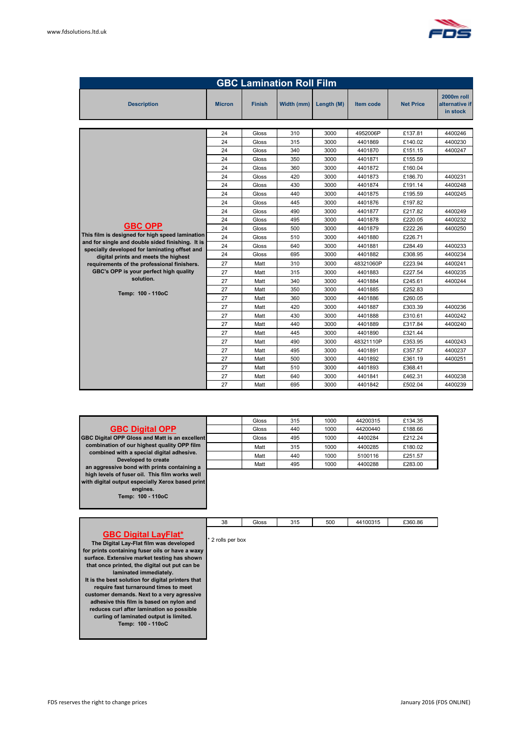www.fdsolutions.ltd.uk

# GBC Lamination Roll Film

| Description | Micron | Finish | Width (mm) | Length (M) | Item code | Net Price | 2000m roll alternative if in stock |
|---|---|---|---|---|---|---|---|
| **GBC OPP** This film is designed for high speed lamination and for single and double sided finishing. It is specially developed for laminating offset and digital prints and meets the highest requirements of the professional finishers. GBC's OPP is your perfect high quality solution. Temp: 100 - 110oC | 24 | Gloss | 310 | 3000 | 4952006P | £137.81 | 4400246 |
| | 24 | Gloss | 315 | 3000 | 4401869 | £140.02 | 4400230 |
| | 24 | Gloss | 340 | 3000 | 4401870 | £151.15 | 4400247 |
| | 24 | Gloss | 350 | 3000 | 4401871 | £155.59 | |
| | 24 | Gloss | 360 | 3000 | 4401872 | £160.04 | |
| | 24 | Gloss | 420 | 3000 | 4401873 | £186.70 | 4400231 |
| | 24 | Gloss | 430 | 3000 | 4401874 | £191.14 | 4400248 |
| | 24 | Gloss | 440 | 3000 | 4401875 | £195.59 | 4400245 |
| | 24 | Gloss | 445 | 3000 | 4401876 | £197.82 | |
| | 24 | Gloss | 490 | 3000 | 4401877 | £217.82 | 4400249 |
| | 24 | Gloss | 495 | 3000 | 4401878 | £220.05 | 4400232 |
| | 24 | Gloss | 500 | 3000 | 4401879 | £222.26 | 4400250 |
| | 24 | Gloss | 510 | 3000 | 4401880 | £226.71 | |
| | 24 | Gloss | 640 | 3000 | 4401881 | £284.49 | 4400233 |
| | 24 | Gloss | 695 | 3000 | 4401882 | £308.95 | 4400234 |
| | 27 | Matt | 310 | 3000 | 48321060P | £223.94 | 4400241 |
| | 27 | Matt | 315 | 3000 | 4401883 | £227.54 | 4400235 |
| | 27 | Matt | 340 | 3000 | 4401884 | £245.61 | 4400244 |
| | 27 | Matt | 350 | 3000 | 4401885 | £252.83 | |
| | 27 | Matt | 360 | 3000 | 4401886 | £260.05 | |
| | 27 | Matt | 420 | 3000 | 4401887 | £303.39 | 4400236 |
| | 27 | Matt | 430 | 3000 | 4401888 | £310.61 | 4400242 |
| | 27 | Matt | 440 | 3000 | 4401889 | £317.84 | 4400240 |
| | 27 | Matt | 445 | 3000 | 4401890 | £321.44 | |
| | 27 | Matt | 490 | 3000 | 48321110P | £353.95 | 4400243 |
| | 27 | Matt | 495 | 3000 | 4401891 | £357.57 | 4400237 |
| | 27 | Matt | 500 | 3000 | 4401892 | £361.19 | 4400251 |
| | 27 | Matt | 510 | 3000 | 4401893 | £368.41 | |
| | 27 | Matt | 640 | 3000 | 4401841 | £462.31 | 4400238 |
| | 27 | Matt | 695 | 3000 | 4401842 | £502.04 | 4400239 |

| Description | Micron | Finish | Width (mm) | Length (M) | Item code | Net Price |
|---|---|---|---|---|---|---|
| **GBC Digital OPP** GBC Digital OPP Gloss and Matt is an excellent combination of our highest quality OPP film combined with a special digital adhesive. Developed to create an aggressive bond with prints containing a high levels of fuser oil. This film works well with digital output especially Xerox based print engines. Temp: 100 - 110oC | | Gloss | 315 | 1000 | 44200315 | £134.35 |
| | | Gloss | 440 | 1000 | 44200440 | £188.66 |
| | | Gloss | 495 | 1000 | 4400284 | £212.24 |
| | | Matt | 315 | 1000 | 4400285 | £180.02 |
| | | Matt | 440 | 1000 | 5100116 | £251.57 |
| | | Matt | 495 | 1000 | 4400288 | £283.00 |

| Description | Micron | Finish | Width (mm) | Length (M) | Item code | Net Price |
|---|---|---|---|---|---|---|
| **GBC Digital LayFlat*** The Digital Lay-Flat film was developed for prints containing fuser oils or have a waxy surface. Extensive market testing has shown that once printed, the digital out put can be laminated immediately. It is the best solution for digital printers that require fast turnaround times to meet customer demands. Next to a very agressive adhesive this film is based on nylon and reduces curl after lamination so possible curling of laminated output is limited. Temp: 100 - 110oC | 38 | Gloss | 315 | 500 | 44100315 | £360.86 |

* 2 rolls per box

FDS reserves the right to change prices

January 2016 (FDS ONLINE)